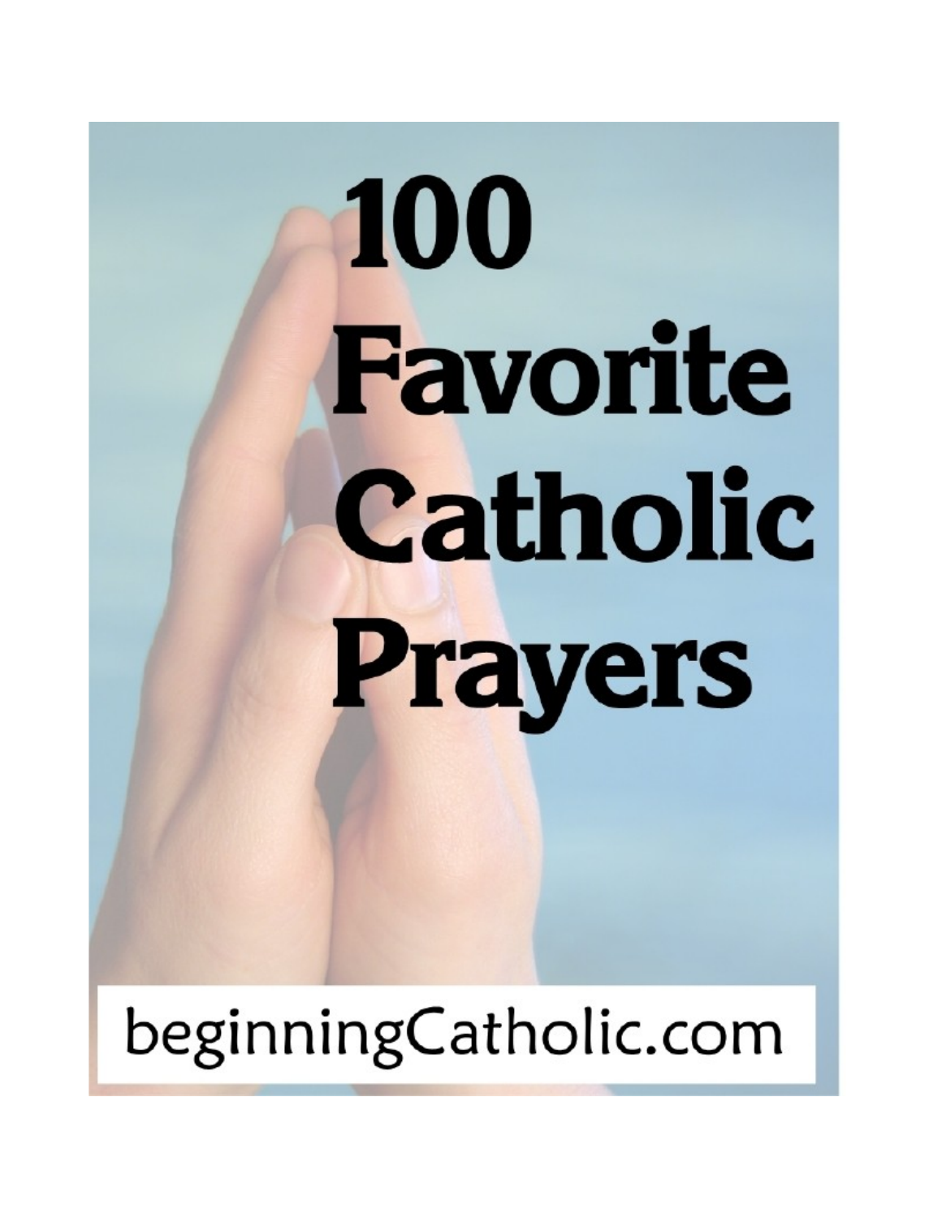# 100 Favorite Catholic Prayers

beginningCatholic.com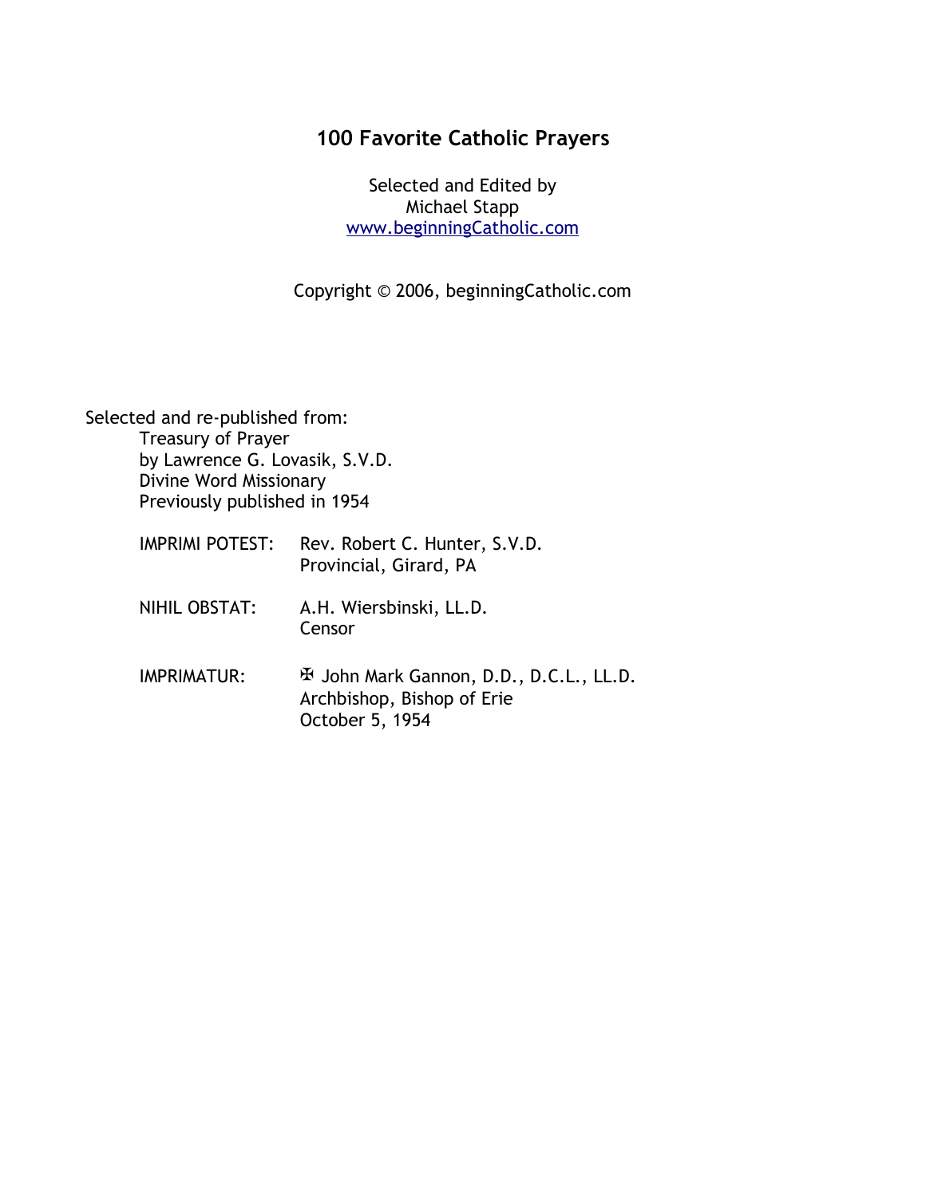# 100 Favorite Catholic Prayers

Selected and Edited by
Michael Stapp
www.beginningCatholic.com

Copyright © 2006, beginningCatholic.com

Selected and re-published from:
Treasury of Prayer
by Lawrence G. Lovasik, S.V.D.
Divine Word Missionary
Previously published in 1954

IMPRIMI POTEST: Rev. Robert C. Hunter, S.V.D.
Provincial, Girard, PA

NIHIL OBSTAT: A.H. Wiersbinski, LL.D.
Censor

IMPRIMATUR: ✠ John Mark Gannon, D.D., D.C.L., LL.D.
Archbishop, Bishop of Erie
October 5, 1954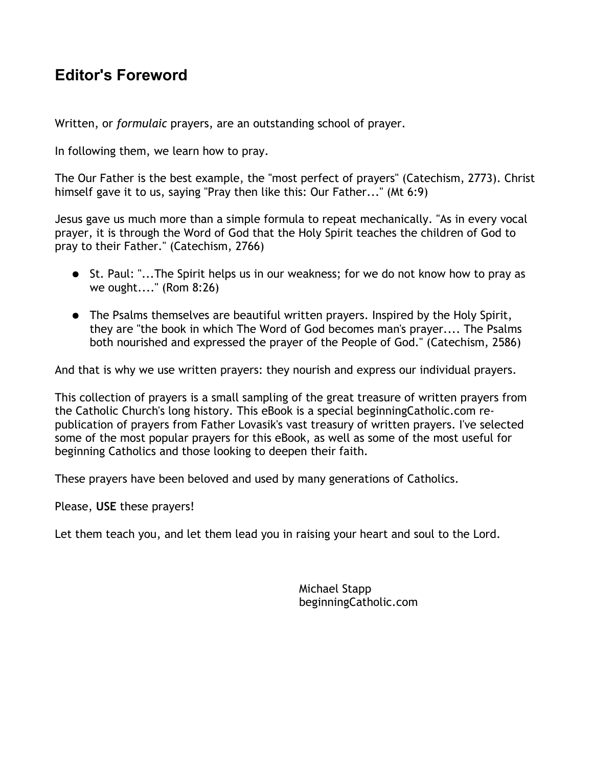## Editor's Foreword

Written, or *formulaic* prayers, are an outstanding school of prayer.

In following them, we learn how to pray.

The Our Father is the best example, the "most perfect of prayers" (Catechism, 2773). Christ himself gave it to us, saying "Pray then like this: Our Father..." (Mt 6:9)

Jesus gave us much more than a simple formula to repeat mechanically. "As in every vocal prayer, it is through the Word of God that the Holy Spirit teaches the children of God to pray to their Father." (Catechism, 2766)

- St. Paul: "...The Spirit helps us in our weakness; for we do not know how to pray as we ought...." (Rom 8:26)
- The Psalms themselves are beautiful written prayers. Inspired by the Holy Spirit, they are "the book in which The Word of God becomes man's prayer.... The Psalms both nourished and expressed the prayer of the People of God." (Catechism, 2586)

And that is why we use written prayers: they nourish and express our individual prayers.

This collection of prayers is a small sampling of the great treasure of written prayers from the Catholic Church's long history. This eBook is a special beginningCatholic.com re-publication of prayers from Father Lovasik's vast treasury of written prayers. I've selected some of the most popular prayers for this eBook, as well as some of the most useful for beginning Catholics and those looking to deepen their faith.

These prayers have been beloved and used by many generations of Catholics.

Please, **USE** these prayers!

Let them teach you, and let them lead you in raising your heart and soul to the Lord.

Michael Stapp
beginningCatholic.com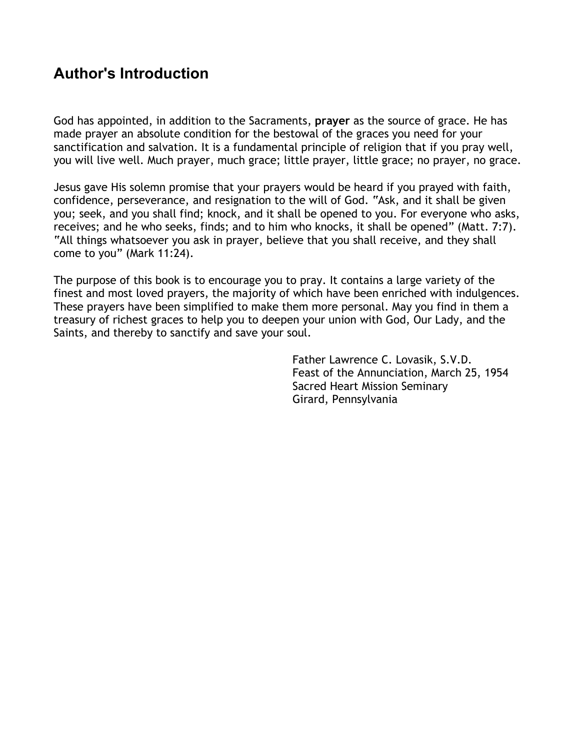## Author's Introduction

God has appointed, in addition to the Sacraments, **prayer** as the source of grace. He has made prayer an absolute condition for the bestowal of the graces you need for your sanctification and salvation. It is a fundamental principle of religion that if you pray well, you will live well. Much prayer, much grace; little prayer, little grace; no prayer, no grace.

Jesus gave His solemn promise that your prayers would be heard if you prayed with faith, confidence, perseverance, and resignation to the will of God. "Ask, and it shall be given you; seek, and you shall find; knock, and it shall be opened to you. For everyone who asks, receives; and he who seeks, finds; and to him who knocks, it shall be opened" (Matt. 7:7). "All things whatsoever you ask in prayer, believe that you shall receive, and they shall come to you" (Mark 11:24).

The purpose of this book is to encourage you to pray. It contains a large variety of the finest and most loved prayers, the majority of which have been enriched with indulgences. These prayers have been simplified to make them more personal. May you find in them a treasury of richest graces to help you to deepen your union with God, Our Lady, and the Saints, and thereby to sanctify and save your soul.

Father Lawrence C. Lovasik, S.V.D.
Feast of the Annunciation, March 25, 1954
Sacred Heart Mission Seminary
Girard, Pennsylvania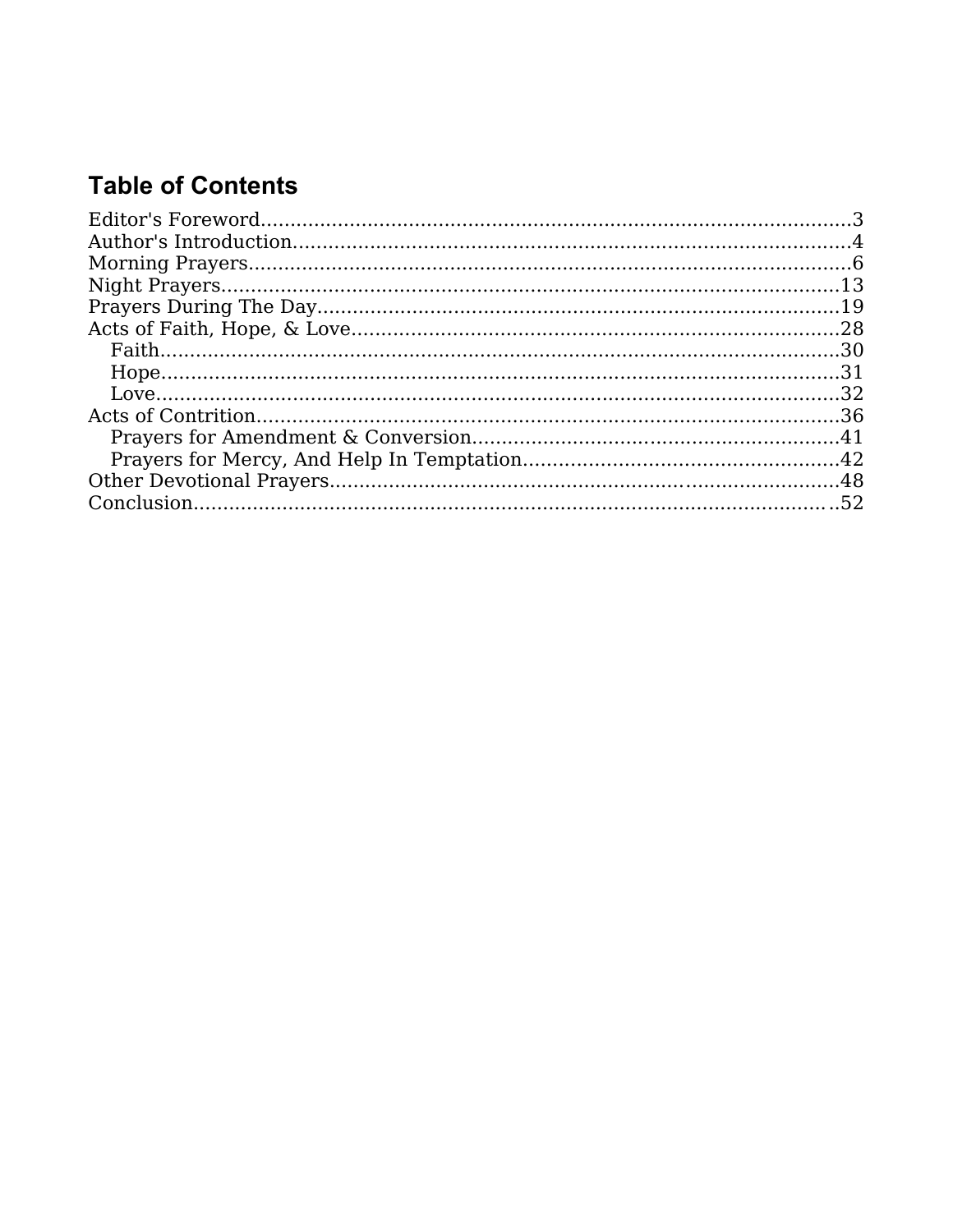## Table of Contents

- Editor's Foreword....3
- Author's Introduction....4
- Morning Prayers....6
- Night Prayers....13
- Prayers During The Day....19
- Acts of Faith, Hope, & Love....28
  - Faith....30
  - Hope....31
  - Love....32
- Acts of Contrition....36
  - Prayers for Amendment & Conversion....41
  - Prayers for Mercy, And Help In Temptation....42
- Other Devotional Prayers....48
- Conclusion....52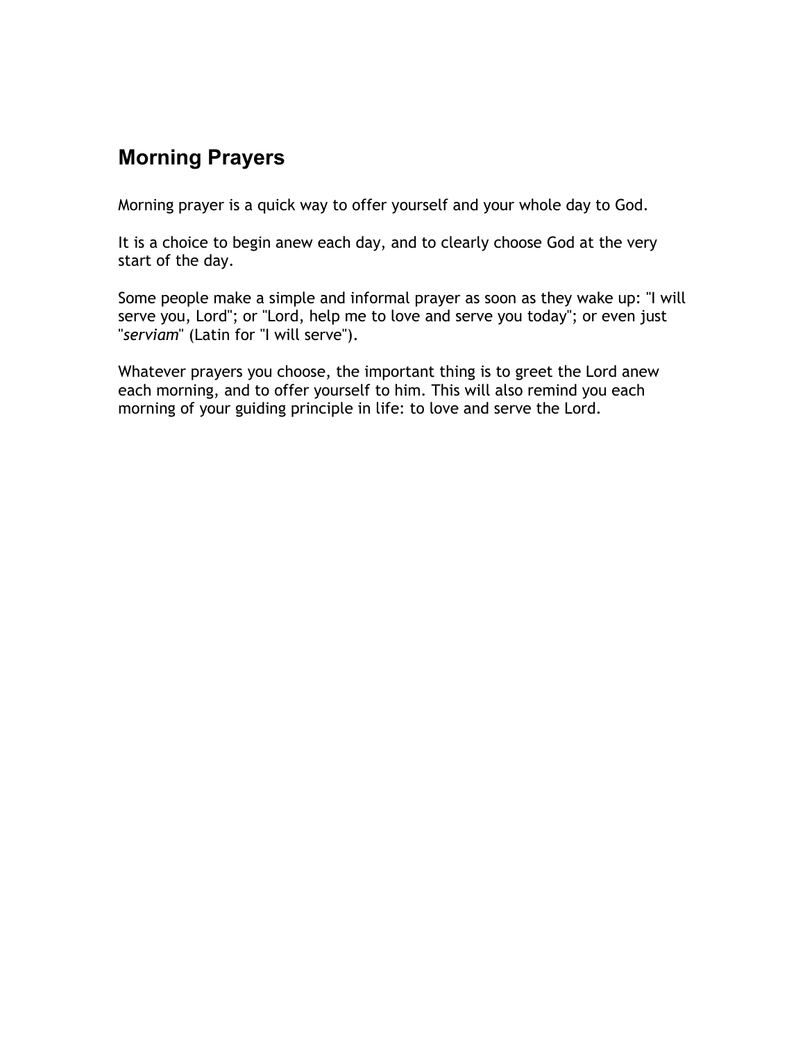## Morning Prayers

Morning prayer is a quick way to offer yourself and your whole day to God.

It is a choice to begin anew each day, and to clearly choose God at the very start of the day.

Some people make a simple and informal prayer as soon as they wake up: "I will serve you, Lord"; or "Lord, help me to love and serve you today"; or even just "*serviam*" (Latin for "I will serve").

Whatever prayers you choose, the important thing is to greet the Lord anew each morning, and to offer yourself to him. This will also remind you each morning of your guiding principle in life: to love and serve the Lord.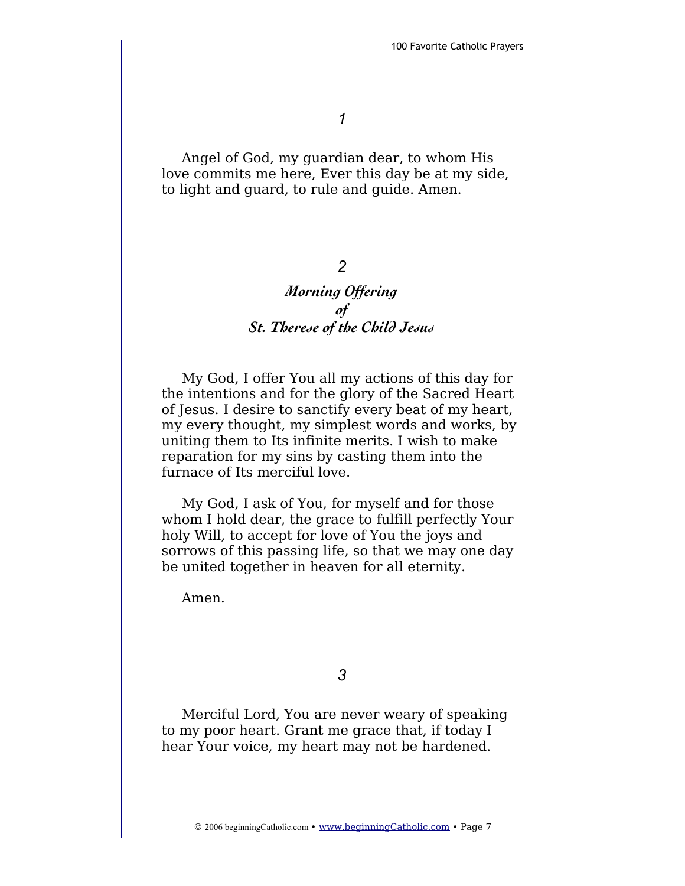### *1*

Angel of God, my guardian dear, to whom His love commits me here, Ever this day be at my side, to light and guard, to rule and guide. Amen.

### *2*

## *Morning Offering of St. Therese of the Child Jesus*

My God, I offer You all my actions of this day for the intentions and for the glory of the Sacred Heart of Jesus. I desire to sanctify every beat of my heart, my every thought, my simplest words and works, by uniting them to Its infinite merits. I wish to make reparation for my sins by casting them into the furnace of Its merciful love.

My God, I ask of You, for myself and for those whom I hold dear, the grace to fulfill perfectly Your holy Will, to accept for love of You the joys and sorrows of this passing life, so that we may one day be united together in heaven for all eternity.

Amen.

### *3*

Merciful Lord, You are never weary of speaking to my poor heart. Grant me grace that, if today I hear Your voice, my heart may not be hardened.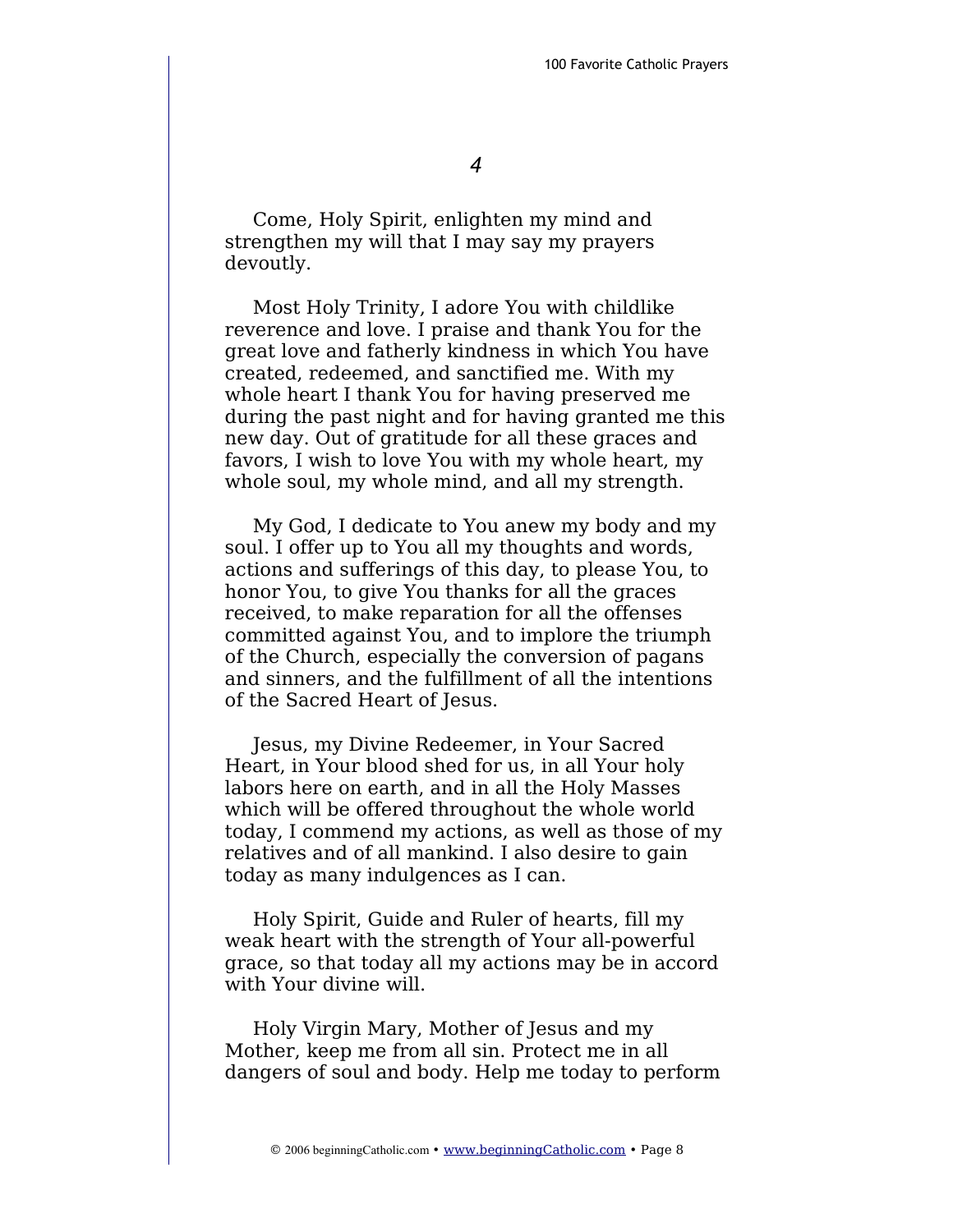*4*

Come, Holy Spirit, enlighten my mind and strengthen my will that I may say my prayers devoutly.

Most Holy Trinity, I adore You with childlike reverence and love. I praise and thank You for the great love and fatherly kindness in which You have created, redeemed, and sanctified me. With my whole heart I thank You for having preserved me during the past night and for having granted me this new day. Out of gratitude for all these graces and favors, I wish to love You with my whole heart, my whole soul, my whole mind, and all my strength.

My God, I dedicate to You anew my body and my soul. I offer up to You all my thoughts and words, actions and sufferings of this day, to please You, to honor You, to give You thanks for all the graces received, to make reparation for all the offenses committed against You, and to implore the triumph of the Church, especially the conversion of pagans and sinners, and the fulfillment of all the intentions of the Sacred Heart of Jesus.

Jesus, my Divine Redeemer, in Your Sacred Heart, in Your blood shed for us, in all Your holy labors here on earth, and in all the Holy Masses which will be offered throughout the whole world today, I commend my actions, as well as those of my relatives and of all mankind. I also desire to gain today as many indulgences as I can.

Holy Spirit, Guide and Ruler of hearts, fill my weak heart with the strength of Your all-powerful grace, so that today all my actions may be in accord with Your divine will.

Holy Virgin Mary, Mother of Jesus and my Mother, keep me from all sin. Protect me in all dangers of soul and body. Help me today to perform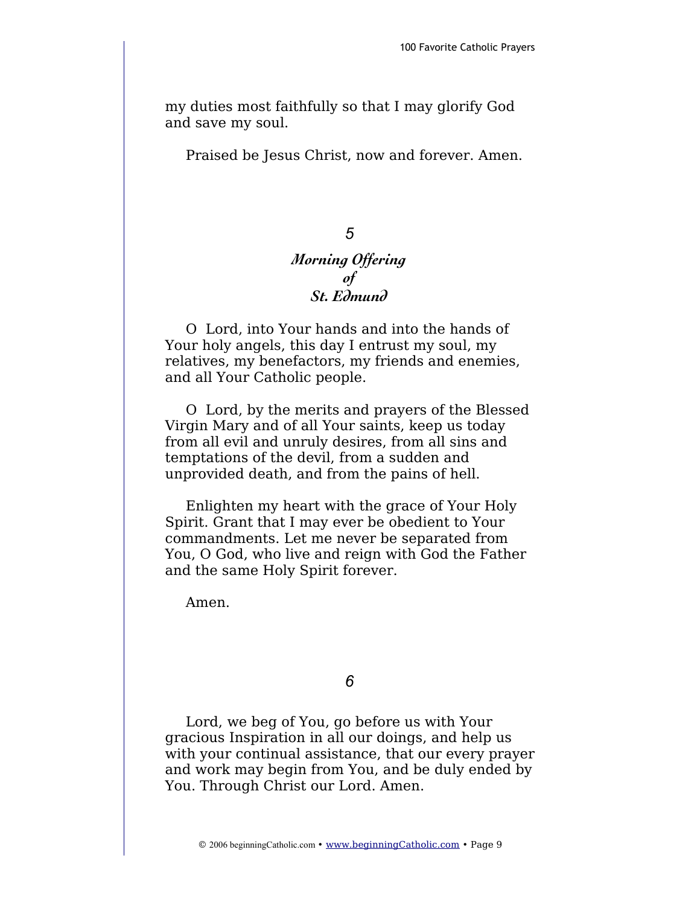my duties most faithfully so that I may glorify God and save my soul.

Praised be Jesus Christ, now and forever. Amen.

## 5

### *Morning Offering of St. Edmund*

O Lord, into Your hands and into the hands of Your holy angels, this day I entrust my soul, my relatives, my benefactors, my friends and enemies, and all Your Catholic people.

O Lord, by the merits and prayers of the Blessed Virgin Mary and of all Your saints, keep us today from all evil and unruly desires, from all sins and temptations of the devil, from a sudden and unprovided death, and from the pains of hell.

Enlighten my heart with the grace of Your Holy Spirit. Grant that I may ever be obedient to Your commandments. Let me never be separated from You, O God, who live and reign with God the Father and the same Holy Spirit forever.

Amen.

## 6

Lord, we beg of You, go before us with Your gracious Inspiration in all our doings, and help us with your continual assistance, that our every prayer and work may begin from You, and be duly ended by You. Through Christ our Lord. Amen.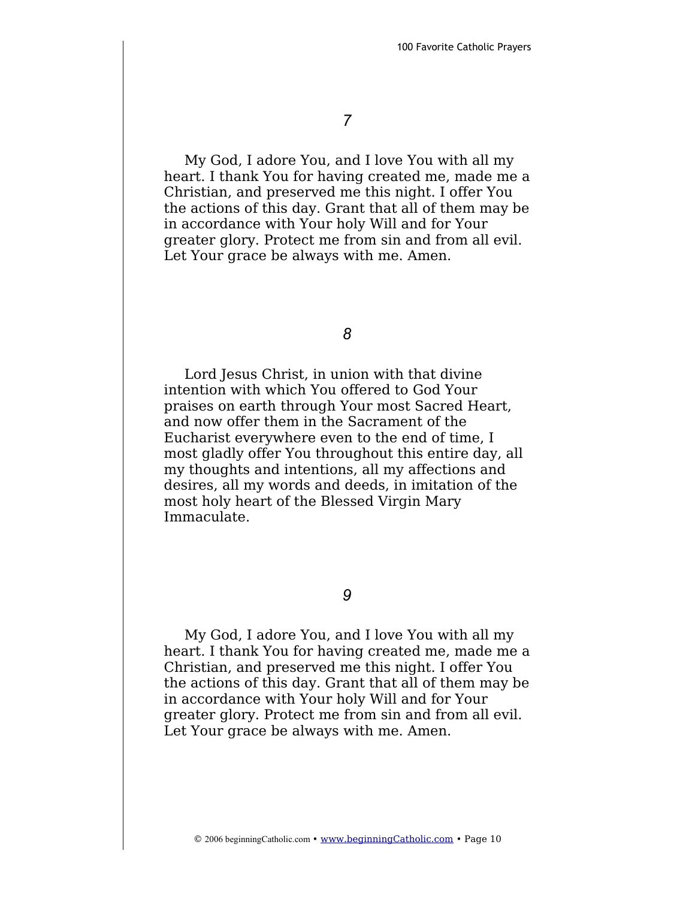*7*

My God, I adore You, and I love You with all my heart. I thank You for having created me, made me a Christian, and preserved me this night. I offer You the actions of this day. Grant that all of them may be in accordance with Your holy Will and for Your greater glory. Protect me from sin and from all evil. Let Your grace be always with me. Amen.

*8*

Lord Jesus Christ, in union with that divine intention with which You offered to God Your praises on earth through Your most Sacred Heart, and now offer them in the Sacrament of the Eucharist everywhere even to the end of time, I most gladly offer You throughout this entire day, all my thoughts and intentions, all my affections and desires, all my words and deeds, in imitation of the most holy heart of the Blessed Virgin Mary Immaculate.

*9*

My God, I adore You, and I love You with all my heart. I thank You for having created me, made me a Christian, and preserved me this night. I offer You the actions of this day. Grant that all of them may be in accordance with Your holy Will and for Your greater glory. Protect me from sin and from all evil. Let Your grace be always with me. Amen.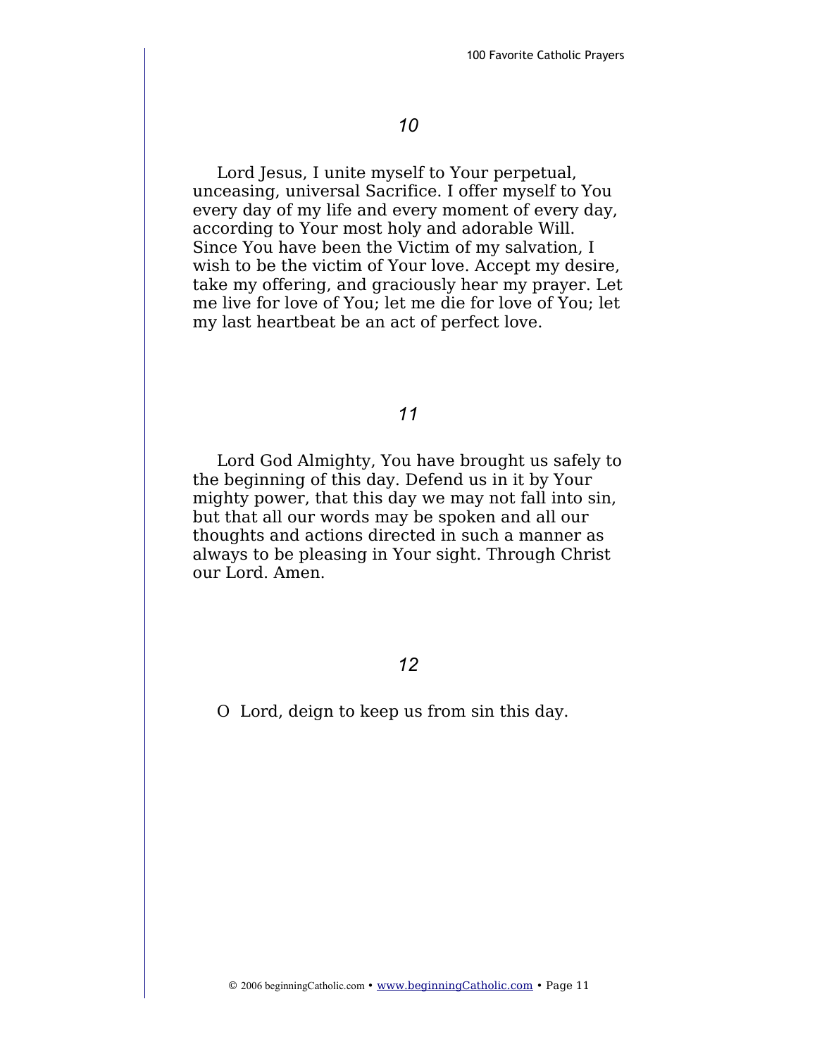### *10*

Lord Jesus, I unite myself to Your perpetual, unceasing, universal Sacrifice. I offer myself to You every day of my life and every moment of every day, according to Your most holy and adorable Will. Since You have been the Victim of my salvation, I wish to be the victim of Your love. Accept my desire, take my offering, and graciously hear my prayer. Let me live for love of You; let me die for love of You; let my last heartbeat be an act of perfect love.

### *11*

Lord God Almighty, You have brought us safely to the beginning of this day. Defend us in it by Your mighty power, that this day we may not fall into sin, but that all our words may be spoken and all our thoughts and actions directed in such a manner as always to be pleasing in Your sight. Through Christ our Lord. Amen.

### *12*

O Lord, deign to keep us from sin this day.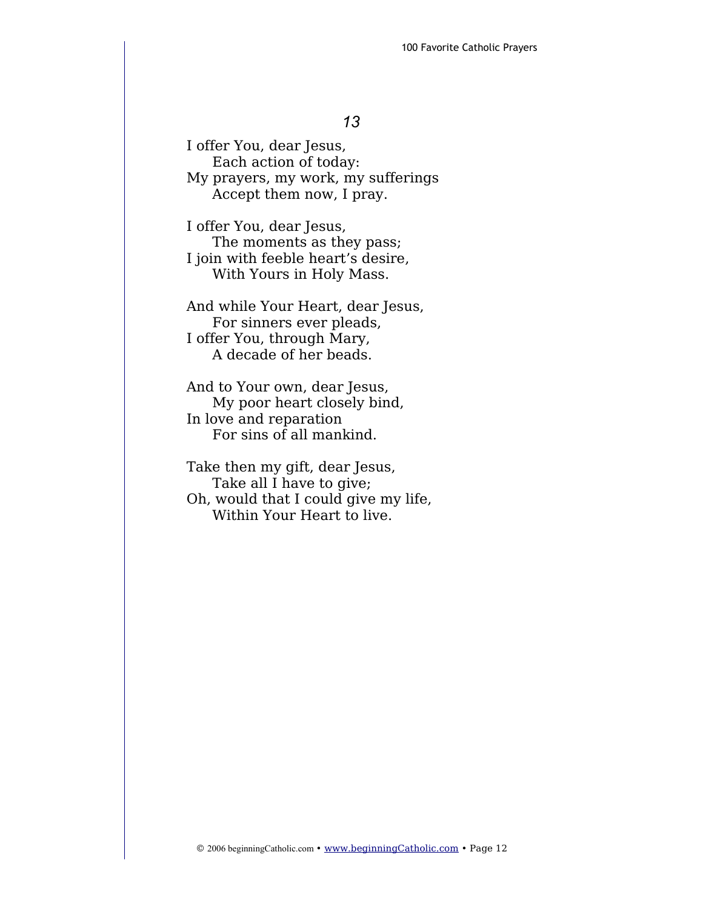*13*

I offer You, dear Jesus,
  Each action of today:
My prayers, my work, my sufferings
  Accept them now, I pray.

I offer You, dear Jesus,
  The moments as they pass;
I join with feeble heart's desire,
  With Yours in Holy Mass.

And while Your Heart, dear Jesus,
  For sinners ever pleads,
I offer You, through Mary,
  A decade of her beads.

And to Your own, dear Jesus,
  My poor heart closely bind,
In love and reparation
  For sins of all mankind.

Take then my gift, dear Jesus,
  Take all I have to give;
Oh, would that I could give my life,
  Within Your Heart to live.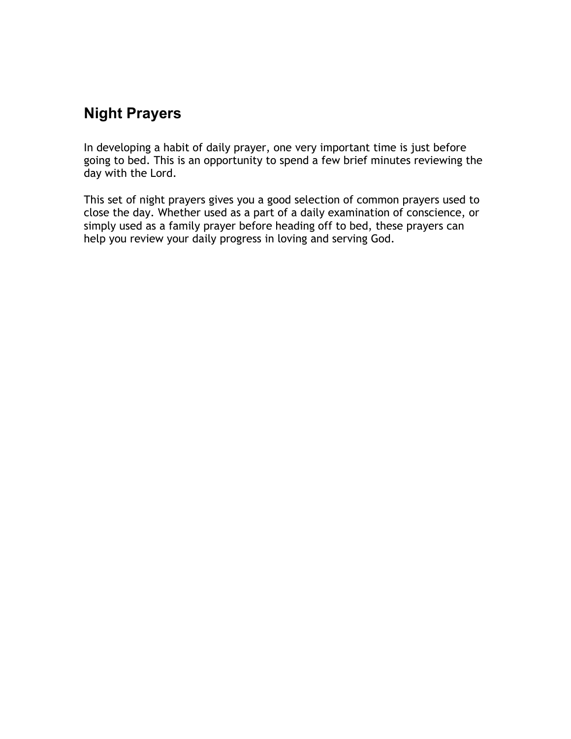## Night Prayers

In developing a habit of daily prayer, one very important time is just before going to bed. This is an opportunity to spend a few brief minutes reviewing the day with the Lord.

This set of night prayers gives you a good selection of common prayers used to close the day. Whether used as a part of a daily examination of conscience, or simply used as a family prayer before heading off to bed, these prayers can help you review your daily progress in loving and serving God.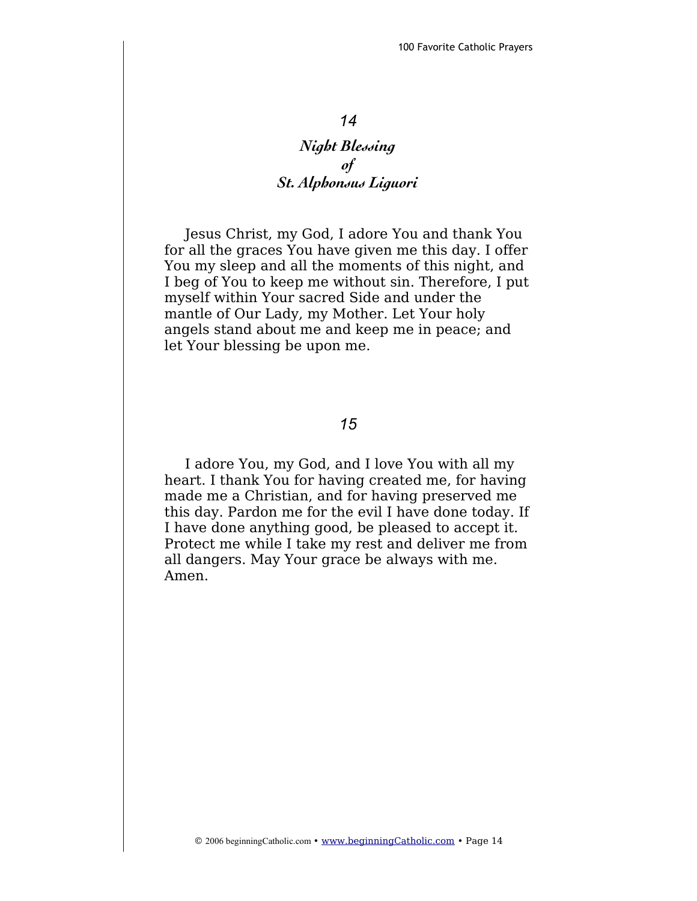## 14

### *Night Blessing of St. Alphonsus Liguori*

Jesus Christ, my God, I adore You and thank You for all the graces You have given me this day. I offer You my sleep and all the moments of this night, and I beg of You to keep me without sin. Therefore, I put myself within Your sacred Side and under the mantle of Our Lady, my Mother. Let Your holy angels stand about me and keep me in peace; and let Your blessing be upon me.

## 15

I adore You, my God, and I love You with all my heart. I thank You for having created me, for having made me a Christian, and for having preserved me this day. Pardon me for the evil I have done today. If I have done anything good, be pleased to accept it. Protect me while I take my rest and deliver me from all dangers. May Your grace be always with me. Amen.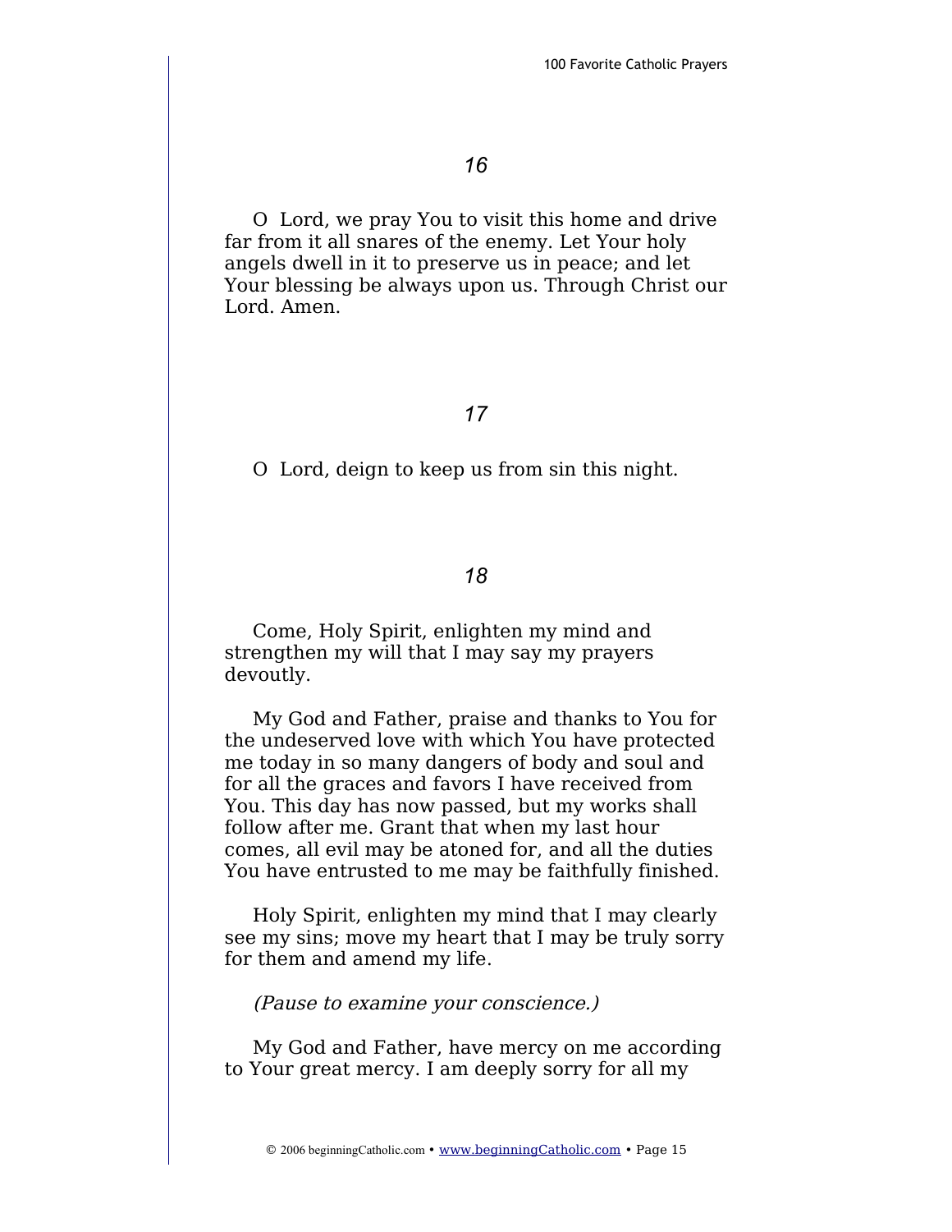*16*

O Lord, we pray You to visit this home and drive far from it all snares of the enemy. Let Your holy angels dwell in it to preserve us in peace; and let Your blessing be always upon us. Through Christ our Lord. Amen.

*17*

O Lord, deign to keep us from sin this night.

*18*

Come, Holy Spirit, enlighten my mind and strengthen my will that I may say my prayers devoutly.

My God and Father, praise and thanks to You for the undeserved love with which You have protected me today in so many dangers of body and soul and for all the graces and favors I have received from You. This day has now passed, but my works shall follow after me. Grant that when my last hour comes, all evil may be atoned for, and all the duties You have entrusted to me may be faithfully finished.

Holy Spirit, enlighten my mind that I may clearly see my sins; move my heart that I may be truly sorry for them and amend my life.

*(Pause to examine your conscience.)*

My God and Father, have mercy on me according to Your great mercy. I am deeply sorry for all my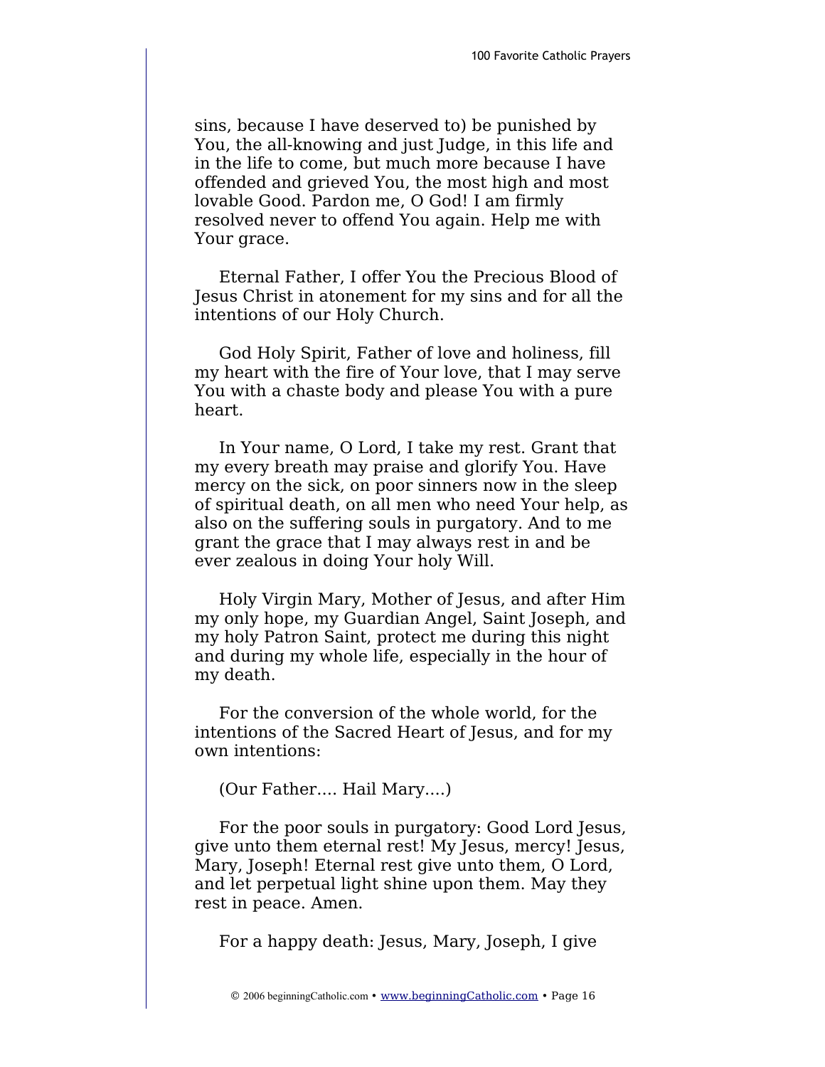sins, because I have deserved to) be punished by You, the all-knowing and just Judge, in this life and in the life to come, but much more because I have offended and grieved You, the most high and most lovable Good. Pardon me, O God! I am firmly resolved never to offend You again. Help me with Your grace.

Eternal Father, I offer You the Precious Blood of Jesus Christ in atonement for my sins and for all the intentions of our Holy Church.

God Holy Spirit, Father of love and holiness, fill my heart with the fire of Your love, that I may serve You with a chaste body and please You with a pure heart.

In Your name, O Lord, I take my rest. Grant that my every breath may praise and glorify You. Have mercy on the sick, on poor sinners now in the sleep of spiritual death, on all men who need Your help, as also on the suffering souls in purgatory. And to me grant the grace that I may always rest in and be ever zealous in doing Your holy Will.

Holy Virgin Mary, Mother of Jesus, and after Him my only hope, my Guardian Angel, Saint Joseph, and my holy Patron Saint, protect me during this night and during my whole life, especially in the hour of my death.

For the conversion of the whole world, for the intentions of the Sacred Heart of Jesus, and for my own intentions:

(Our Father.... Hail Mary....)

For the poor souls in purgatory: Good Lord Jesus, give unto them eternal rest! My Jesus, mercy! Jesus, Mary, Joseph! Eternal rest give unto them, O Lord, and let perpetual light shine upon them. May they rest in peace. Amen.

For a happy death: Jesus, Mary, Joseph, I give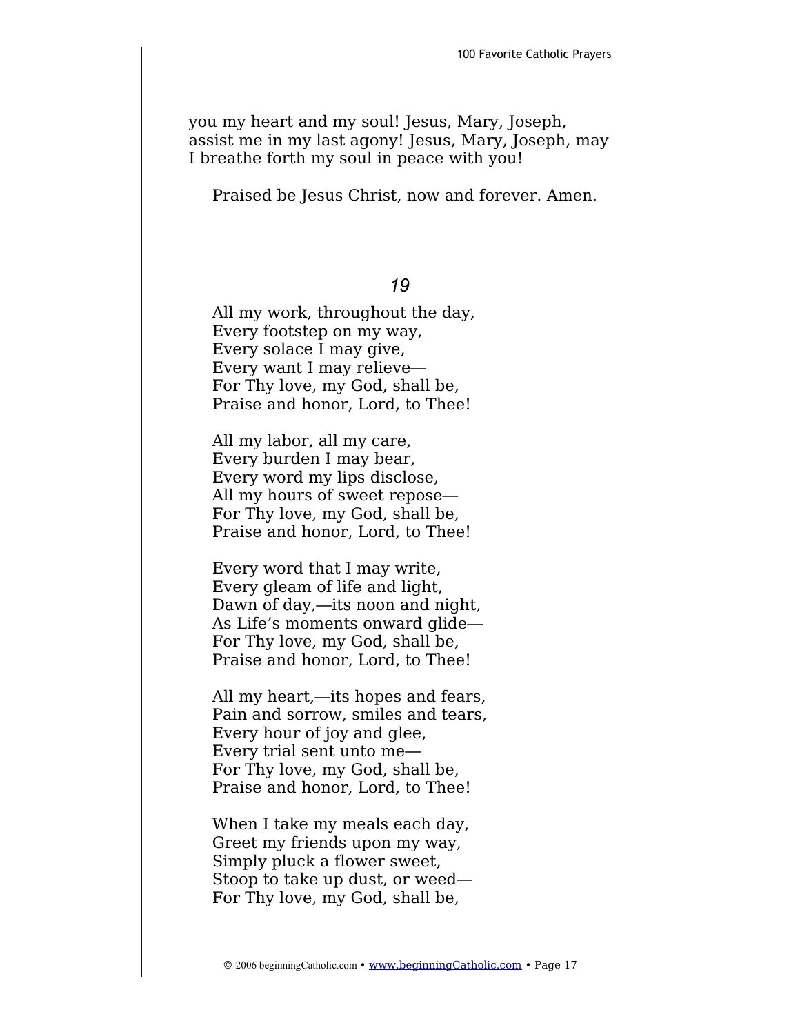you my heart and my soul! Jesus, Mary, Joseph, assist me in my last agony! Jesus, Mary, Joseph, may I breathe forth my soul in peace with you!

Praised be Jesus Christ, now and forever. Amen.

## *19*

All my work, throughout the day,  
Every footstep on my way,  
Every solace I may give,  
Every want I may relieve—  
For Thy love, my God, shall be,  
Praise and honor, Lord, to Thee!

All my labor, all my care,  
Every burden I may bear,  
Every word my lips disclose,  
All my hours of sweet repose—  
For Thy love, my God, shall be,  
Praise and honor, Lord, to Thee!

Every word that I may write,  
Every gleam of life and light,  
Dawn of day,—its noon and night,  
As Life's moments onward glide—  
For Thy love, my God, shall be,  
Praise and honor, Lord, to Thee!

All my heart,—its hopes and fears,  
Pain and sorrow, smiles and tears,  
Every hour of joy and glee,  
Every trial sent unto me—  
For Thy love, my God, shall be,  
Praise and honor, Lord, to Thee!

When I take my meals each day,  
Greet my friends upon my way,  
Simply pluck a flower sweet,  
Stoop to take up dust, or weed—  
For Thy love, my God, shall be,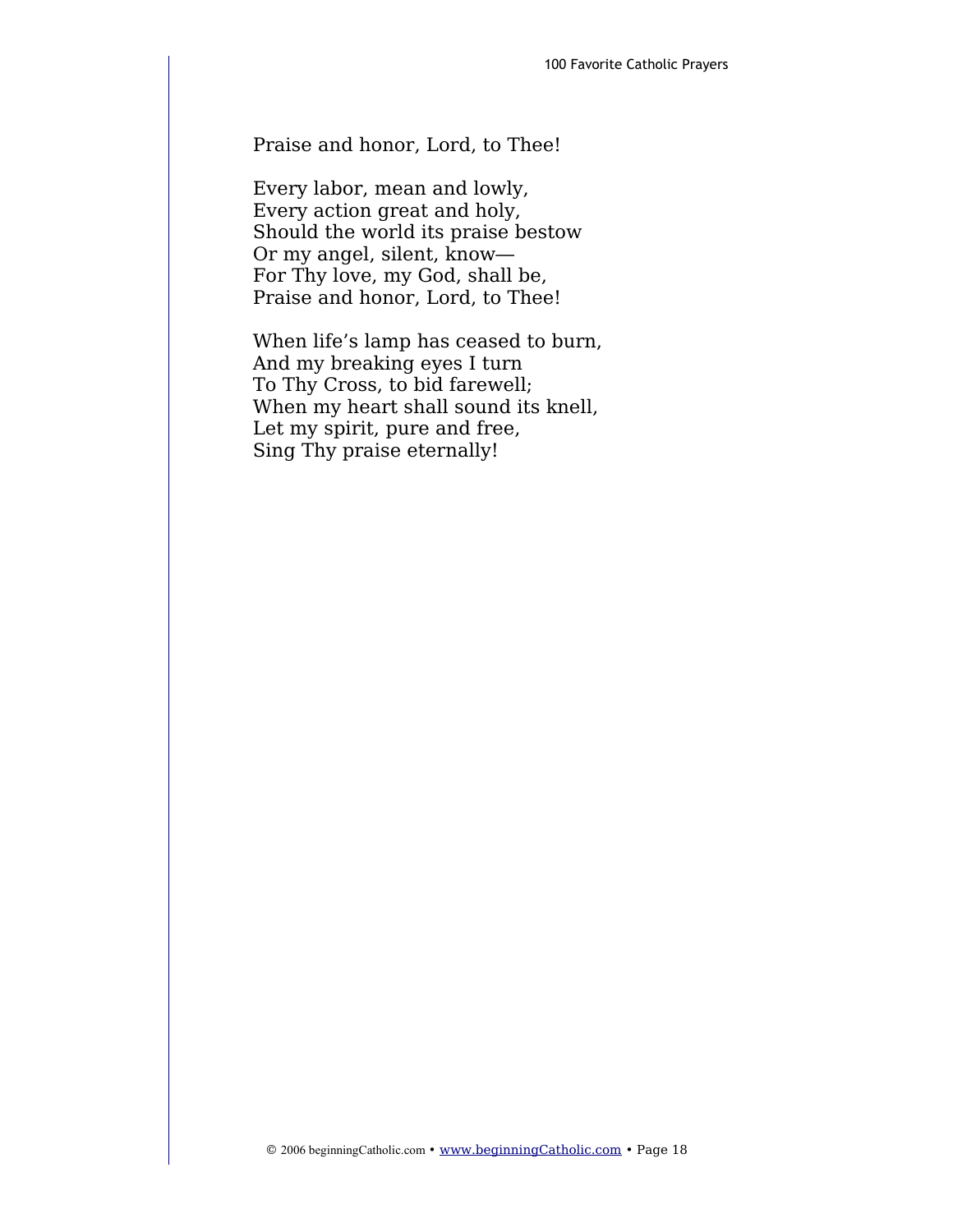Praise and honor, Lord, to Thee!

Every labor, mean and lowly,  
Every action great and holy,  
Should the world its praise bestow  
Or my angel, silent, know—  
For Thy love, my God, shall be,  
Praise and honor, Lord, to Thee!

When life's lamp has ceased to burn,  
And my breaking eyes I turn  
To Thy Cross, to bid farewell;  
When my heart shall sound its knell,  
Let my spirit, pure and free,  
Sing Thy praise eternally!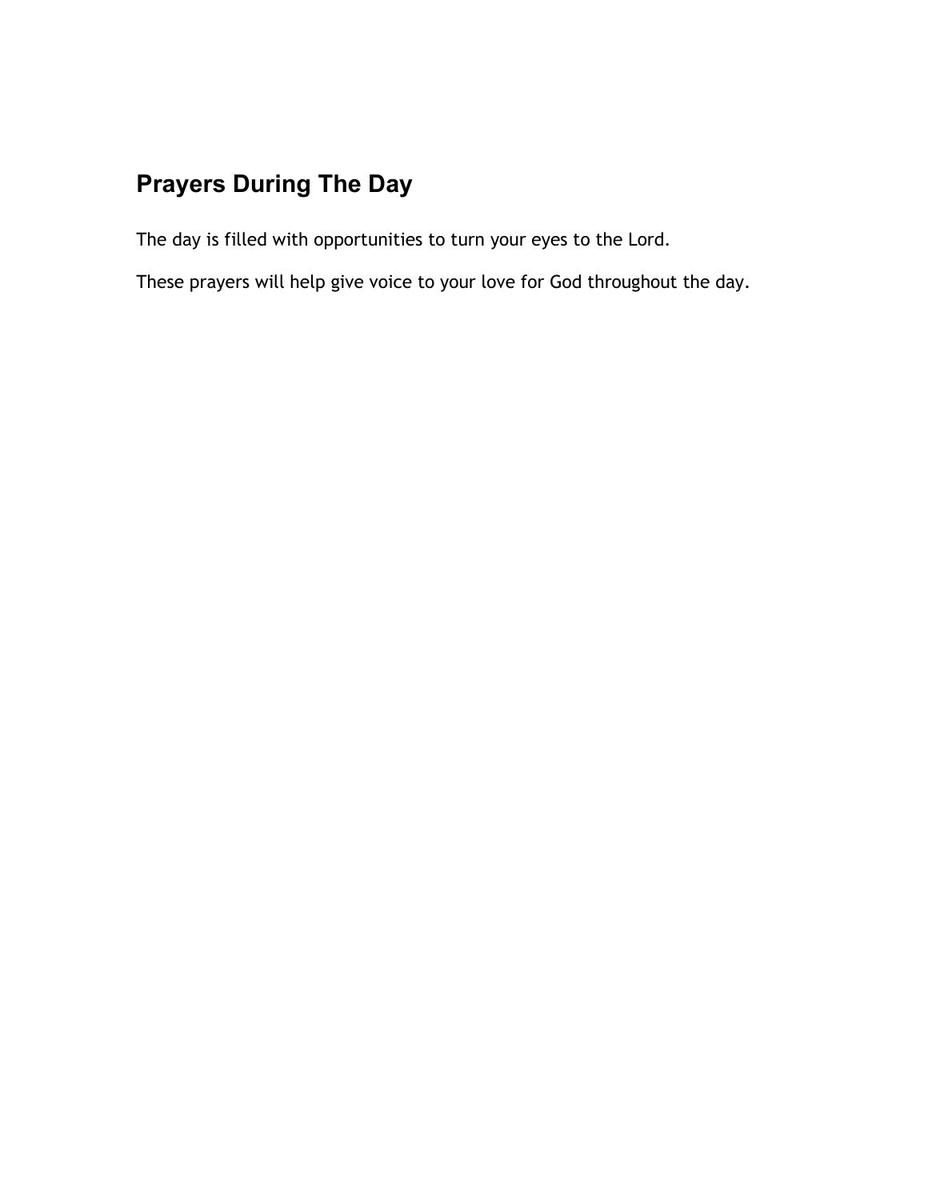## Prayers During The Day

The day is filled with opportunities to turn your eyes to the Lord.

These prayers will help give voice to your love for God throughout the day.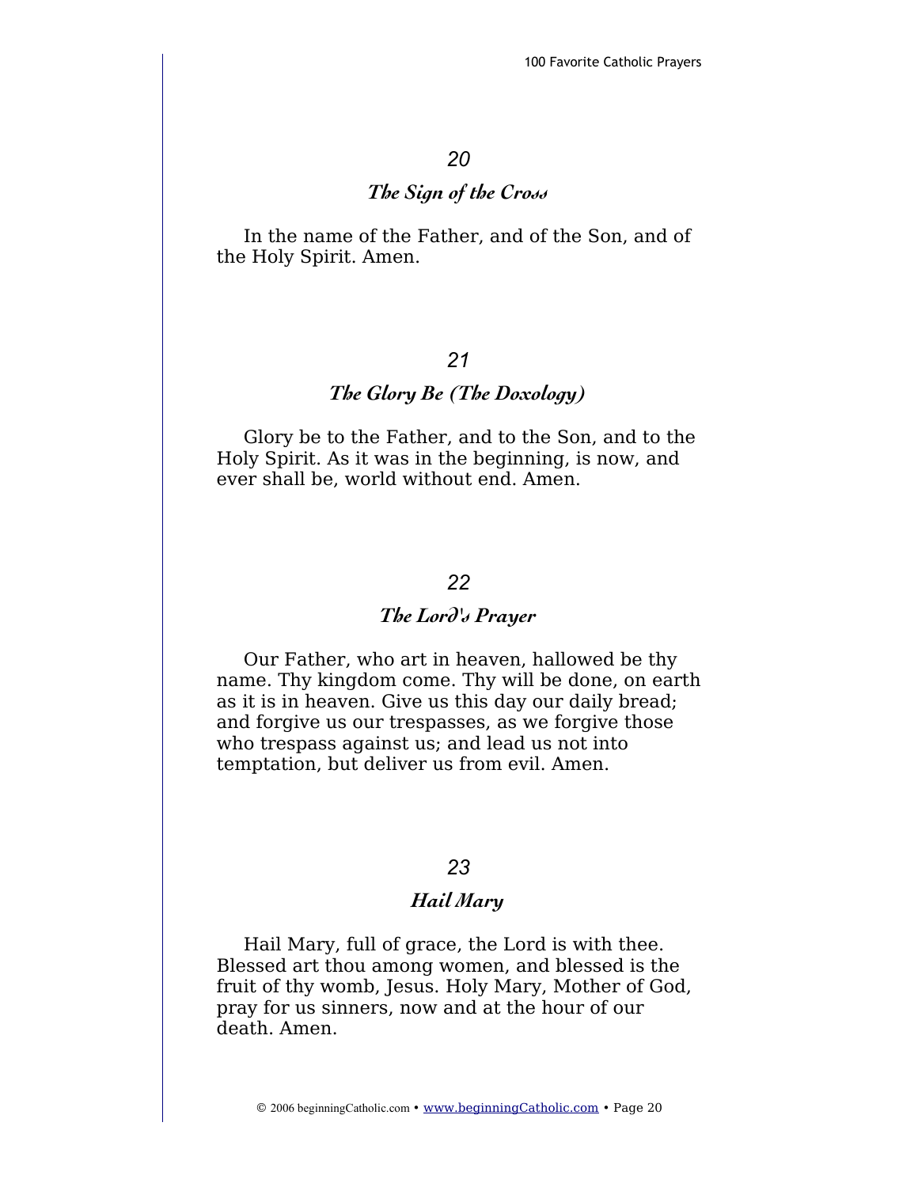*20*

## The Sign of the Cross

In the name of the Father, and of the Son, and of the Holy Spirit. Amen.

*21*

## The Glory Be (The Doxology)

Glory be to the Father, and to the Son, and to the Holy Spirit. As it was in the beginning, is now, and ever shall be, world without end. Amen.

*22*

## The Lord's Prayer

Our Father, who art in heaven, hallowed be thy name. Thy kingdom come. Thy will be done, on earth as it is in heaven. Give us this day our daily bread; and forgive us our trespasses, as we forgive those who trespass against us; and lead us not into temptation, but deliver us from evil. Amen.

*23*

## Hail Mary

Hail Mary, full of grace, the Lord is with thee. Blessed art thou among women, and blessed is the fruit of thy womb, Jesus. Holy Mary, Mother of God, pray for us sinners, now and at the hour of our death. Amen.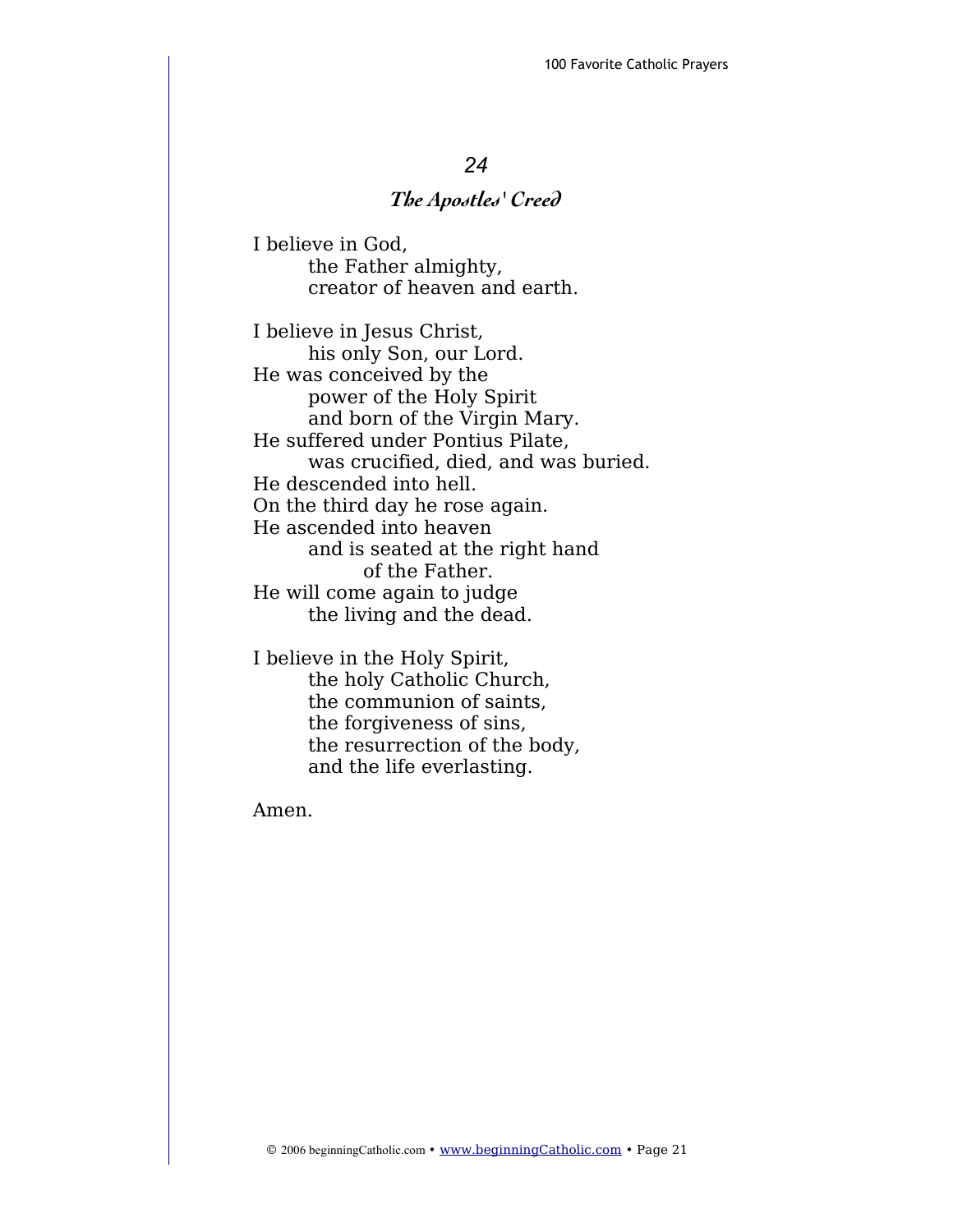## 24

### *The Apostles' Creed*

I believe in God,
the Father almighty,
creator of heaven and earth.

I believe in Jesus Christ,
his only Son, our Lord.
He was conceived by the
power of the Holy Spirit
and born of the Virgin Mary.
He suffered under Pontius Pilate,
was crucified, died, and was buried.
He descended into hell.
On the third day he rose again.
He ascended into heaven
and is seated at the right hand
of the Father.
He will come again to judge
the living and the dead.

I believe in the Holy Spirit,
the holy Catholic Church,
the communion of saints,
the forgiveness of sins,
the resurrection of the body,
and the life everlasting.

Amen.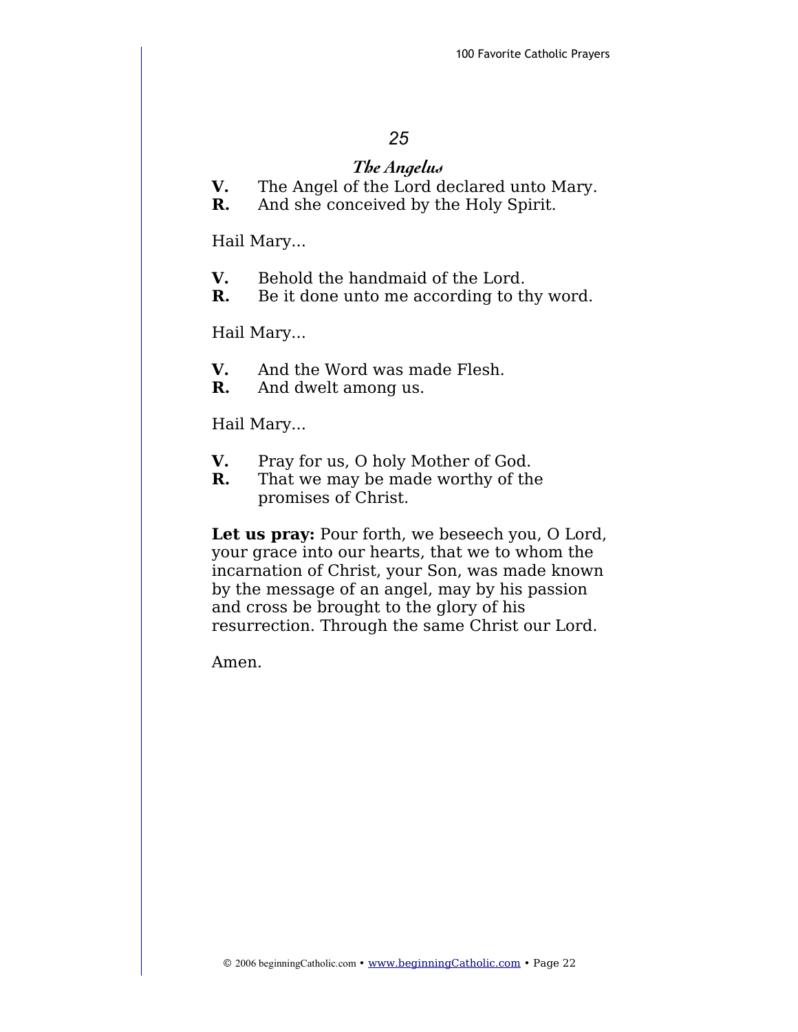## 25

### *The Angelus*

**V.** The Angel of the Lord declared unto Mary.
**R.** And she conceived by the Holy Spirit.

Hail Mary...

**V.** Behold the handmaid of the Lord.
**R.** Be it done unto me according to thy word.

Hail Mary...

**V.** And the Word was made Flesh.
**R.** And dwelt among us.

Hail Mary...

**V.** Pray for us, O holy Mother of God.
**R.** That we may be made worthy of the promises of Christ.

**Let us pray:** Pour forth, we beseech you, O Lord, your grace into our hearts, that we to whom the incarnation of Christ, your Son, was made known by the message of an angel, may by his passion and cross be brought to the glory of his resurrection. Through the same Christ our Lord.

Amen.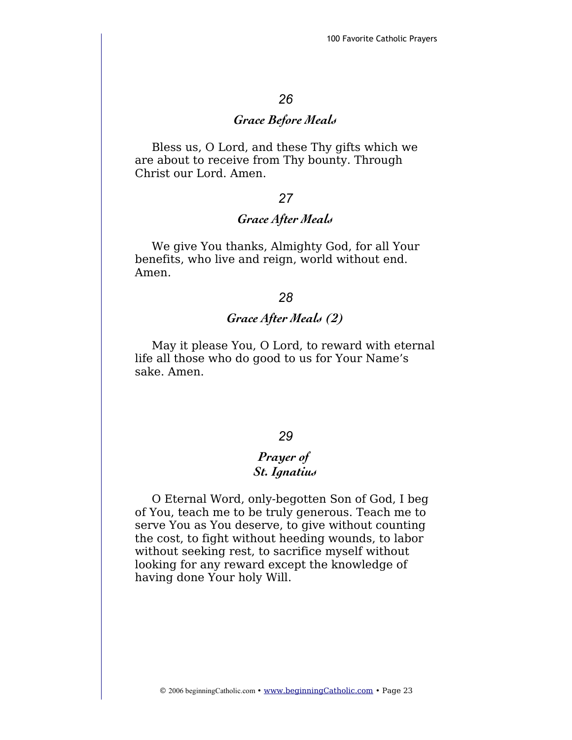### 26

## *Grace Before Meals*

Bless us, O Lord, and these Thy gifts which we are about to receive from Thy bounty. Through Christ our Lord. Amen.

### 27

## *Grace After Meals*

We give You thanks, Almighty God, for all Your benefits, who live and reign, world without end. Amen.

### 28

## *Grace After Meals (2)*

May it please You, O Lord, to reward with eternal life all those who do good to us for Your Name's sake. Amen.

### 29

## *Prayer of St. Ignatius*

O Eternal Word, only-begotten Son of God, I beg of You, teach me to be truly generous. Teach me to serve You as You deserve, to give without counting the cost, to fight without heeding wounds, to labor without seeking rest, to sacrifice myself without looking for any reward except the knowledge of having done Your holy Will.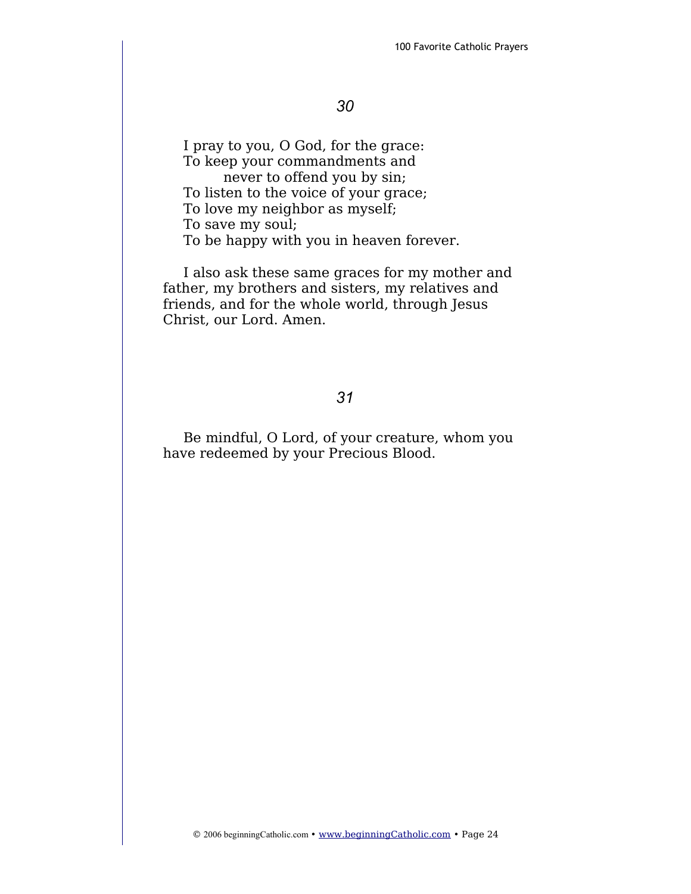## *30*

I pray to you, O God, for the grace:
To keep your commandments and
never to offend you by sin;
To listen to the voice of your grace;
To love my neighbor as myself;
To save my soul;
To be happy with you in heaven forever.

I also ask these same graces for my mother and father, my brothers and sisters, my relatives and friends, and for the whole world, through Jesus Christ, our Lord. Amen.

## *31*

Be mindful, O Lord, of your creature, whom you have redeemed by your Precious Blood.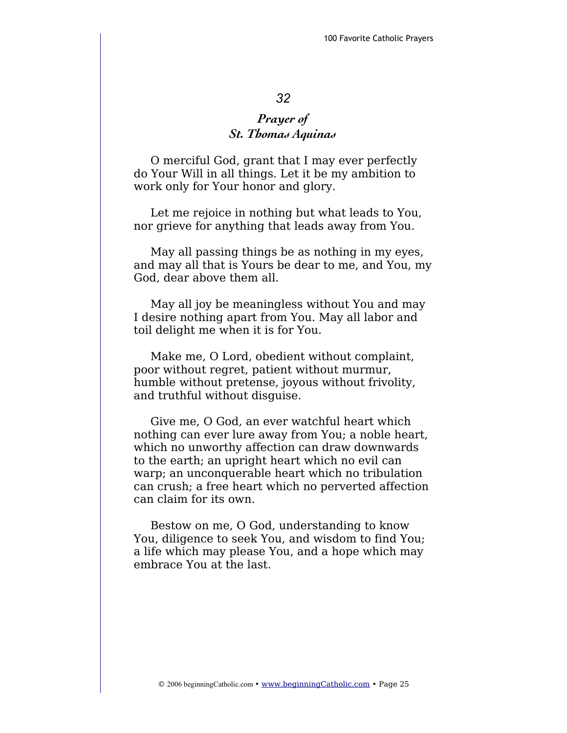*32*

## *Prayer of St. Thomas Aquinas*

O merciful God, grant that I may ever perfectly do Your Will in all things. Let it be my ambition to work only for Your honor and glory.

Let me rejoice in nothing but what leads to You, nor grieve for anything that leads away from You.

May all passing things be as nothing in my eyes, and may all that is Yours be dear to me, and You, my God, dear above them all.

May all joy be meaningless without You and may I desire nothing apart from You. May all labor and toil delight me when it is for You.

Make me, O Lord, obedient without complaint, poor without regret, patient without murmur, humble without pretense, joyous without frivolity, and truthful without disguise.

Give me, O God, an ever watchful heart which nothing can ever lure away from You; a noble heart, which no unworthy affection can draw downwards to the earth; an upright heart which no evil can warp; an unconquerable heart which no tribulation can crush; a free heart which no perverted affection can claim for its own.

Bestow on me, O God, understanding to know You, diligence to seek You, and wisdom to find You; a life which may please You, and a hope which may embrace You at the last.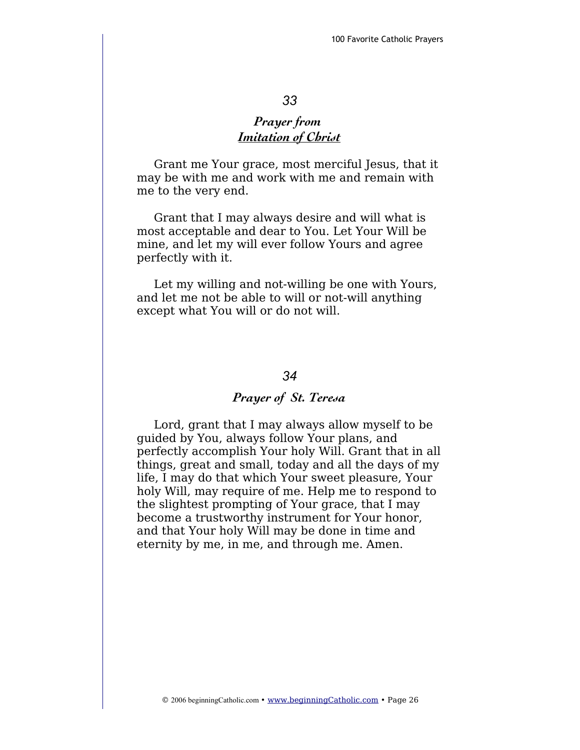## 33

### *Prayer from*
### *Imitation of Christ*

Grant me Your grace, most merciful Jesus, that it may be with me and work with me and remain with me to the very end.

Grant that I may always desire and will what is most acceptable and dear to You. Let Your Will be mine, and let my will ever follow Yours and agree perfectly with it.

Let my willing and not-willing be one with Yours, and let me not be able to will or not-will anything except what You will or do not will.

## 34

### *Prayer of St. Teresa*

Lord, grant that I may always allow myself to be guided by You, always follow Your plans, and perfectly accomplish Your holy Will. Grant that in all things, great and small, today and all the days of my life, I may do that which Your sweet pleasure, Your holy Will, may require of me. Help me to respond to the slightest prompting of Your grace, that I may become a trustworthy instrument for Your honor, and that Your holy Will may be done in time and eternity by me, in me, and through me. Amen.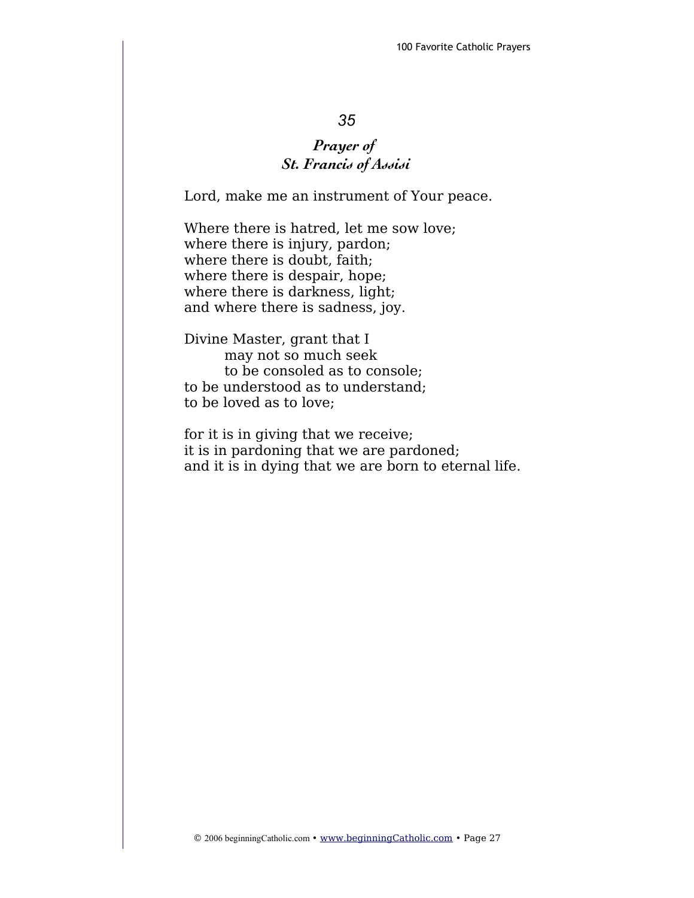*35*

## *Prayer of St. Francis of Assisi*

Lord, make me an instrument of Your peace.

Where there is hatred, let me sow love;
where there is injury, pardon;
where there is doubt, faith;
where there is despair, hope;
where there is darkness, light;
and where there is sadness, joy.

Divine Master, grant that I
  may not so much seek
  to be consoled as to console;
to be understood as to understand;
to be loved as to love;

for it is in giving that we receive;
it is in pardoning that we are pardoned;
and it is in dying that we are born to eternal life.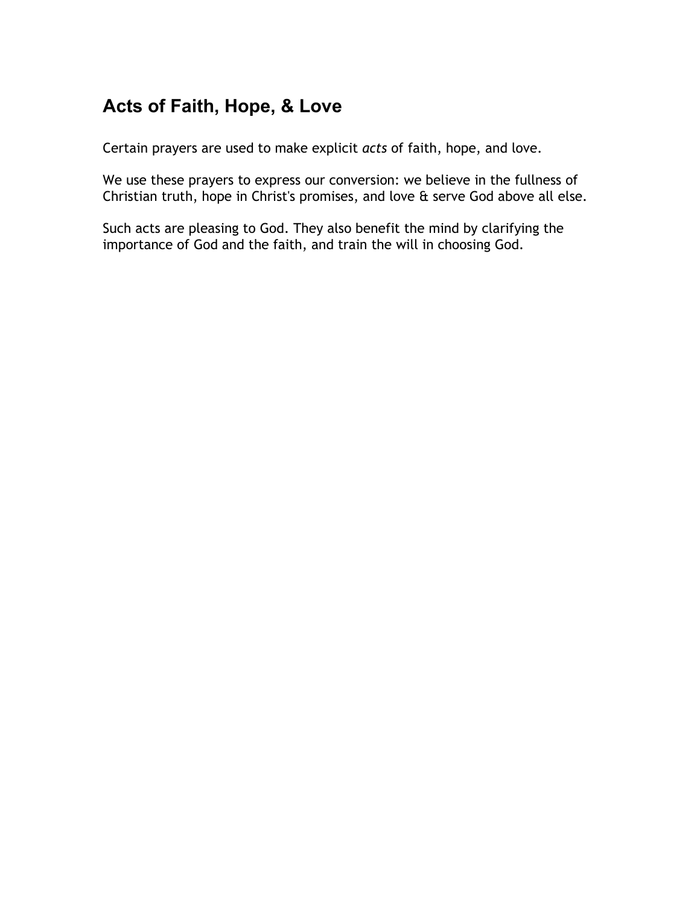## Acts of Faith, Hope, & Love

Certain prayers are used to make explicit *acts* of faith, hope, and love.

We use these prayers to express our conversion: we believe in the fullness of Christian truth, hope in Christ's promises, and love & serve God above all else.

Such acts are pleasing to God. They also benefit the mind by clarifying the importance of God and the faith, and train the will in choosing God.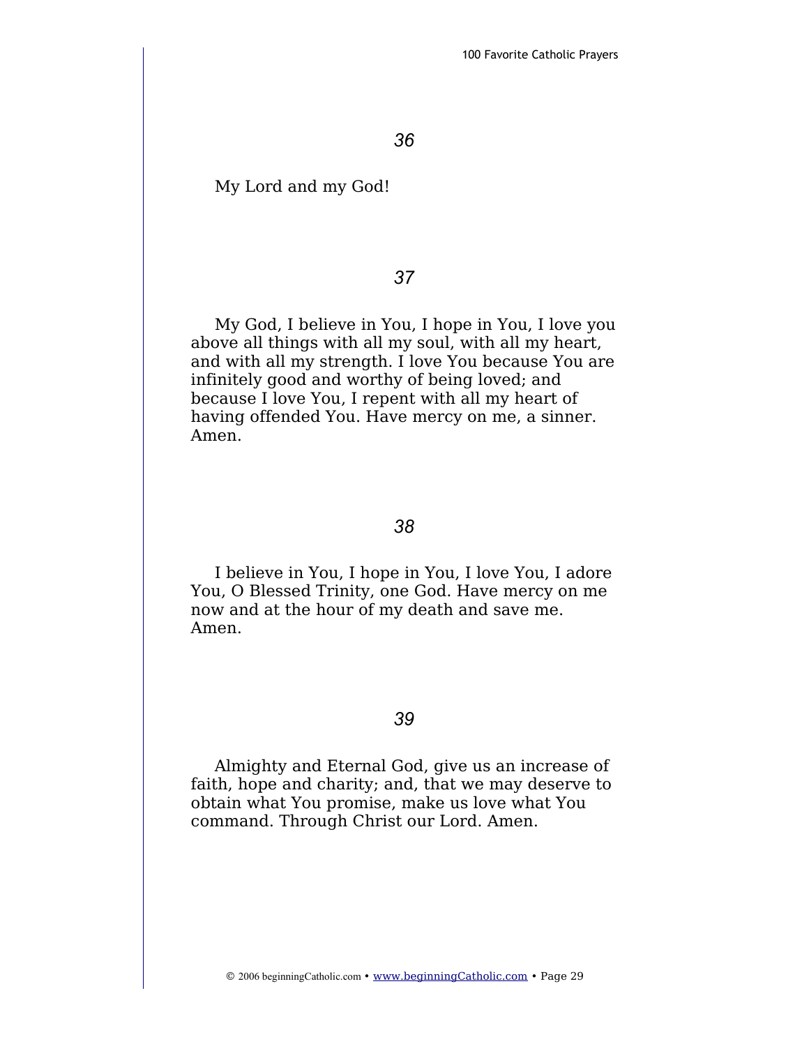*36*

My Lord and my God!

*37*

My God, I believe in You, I hope in You, I love you above all things with all my soul, with all my heart, and with all my strength. I love You because You are infinitely good and worthy of being loved; and because I love You, I repent with all my heart of having offended You. Have mercy on me, a sinner. Amen.

*38*

I believe in You, I hope in You, I love You, I adore You, O Blessed Trinity, one God. Have mercy on me now and at the hour of my death and save me. Amen.

*39*

Almighty and Eternal God, give us an increase of faith, hope and charity; and, that we may deserve to obtain what You promise, make us love what You command. Through Christ our Lord. Amen.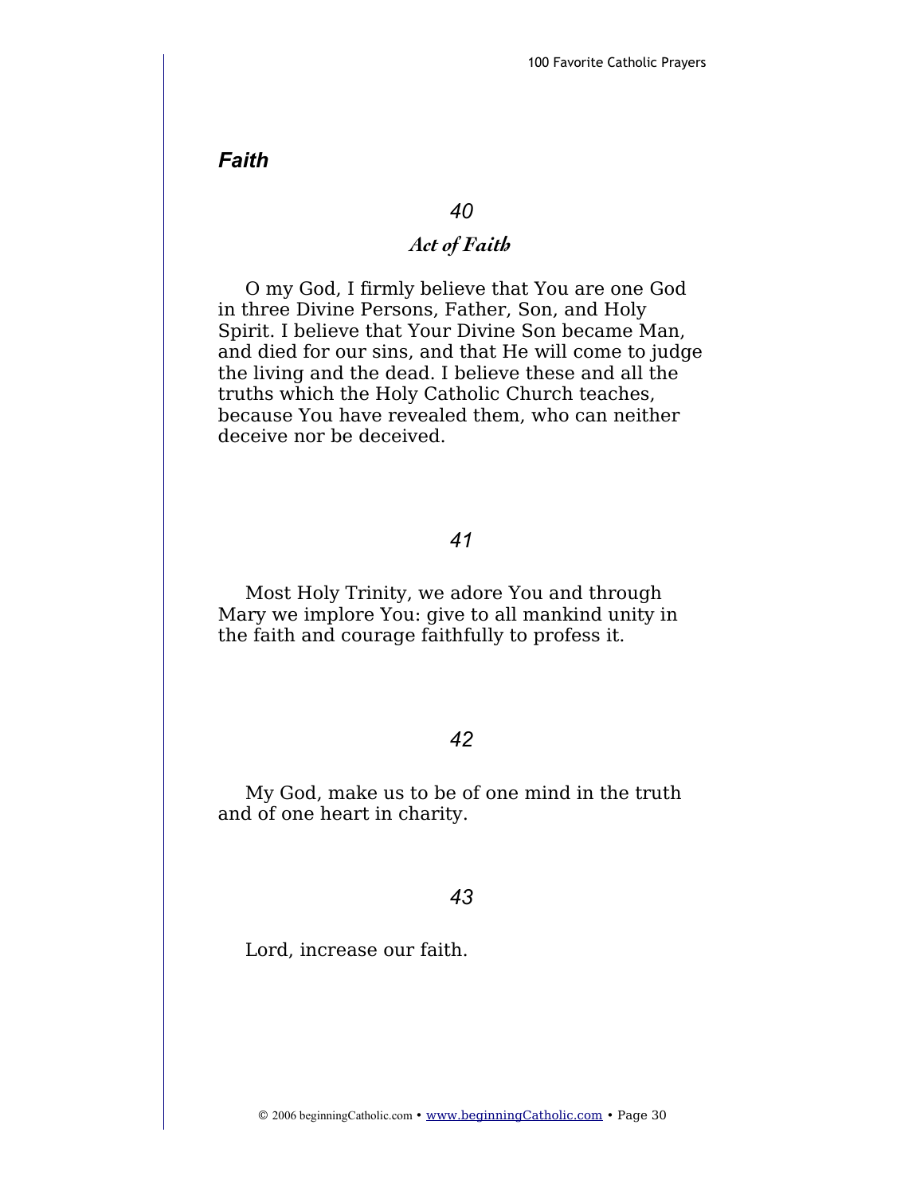## *Faith*

### *40*

### *Act of Faith*

O my God, I firmly believe that You are one God in three Divine Persons, Father, Son, and Holy Spirit. I believe that Your Divine Son became Man, and died for our sins, and that He will come to judge the living and the dead. I believe these and all the truths which the Holy Catholic Church teaches, because You have revealed them, who can neither deceive nor be deceived.

### *41*

Most Holy Trinity, we adore You and through Mary we implore You: give to all mankind unity in the faith and courage faithfully to profess it.

### *42*

My God, make us to be of one mind in the truth and of one heart in charity.

### *43*

Lord, increase our faith.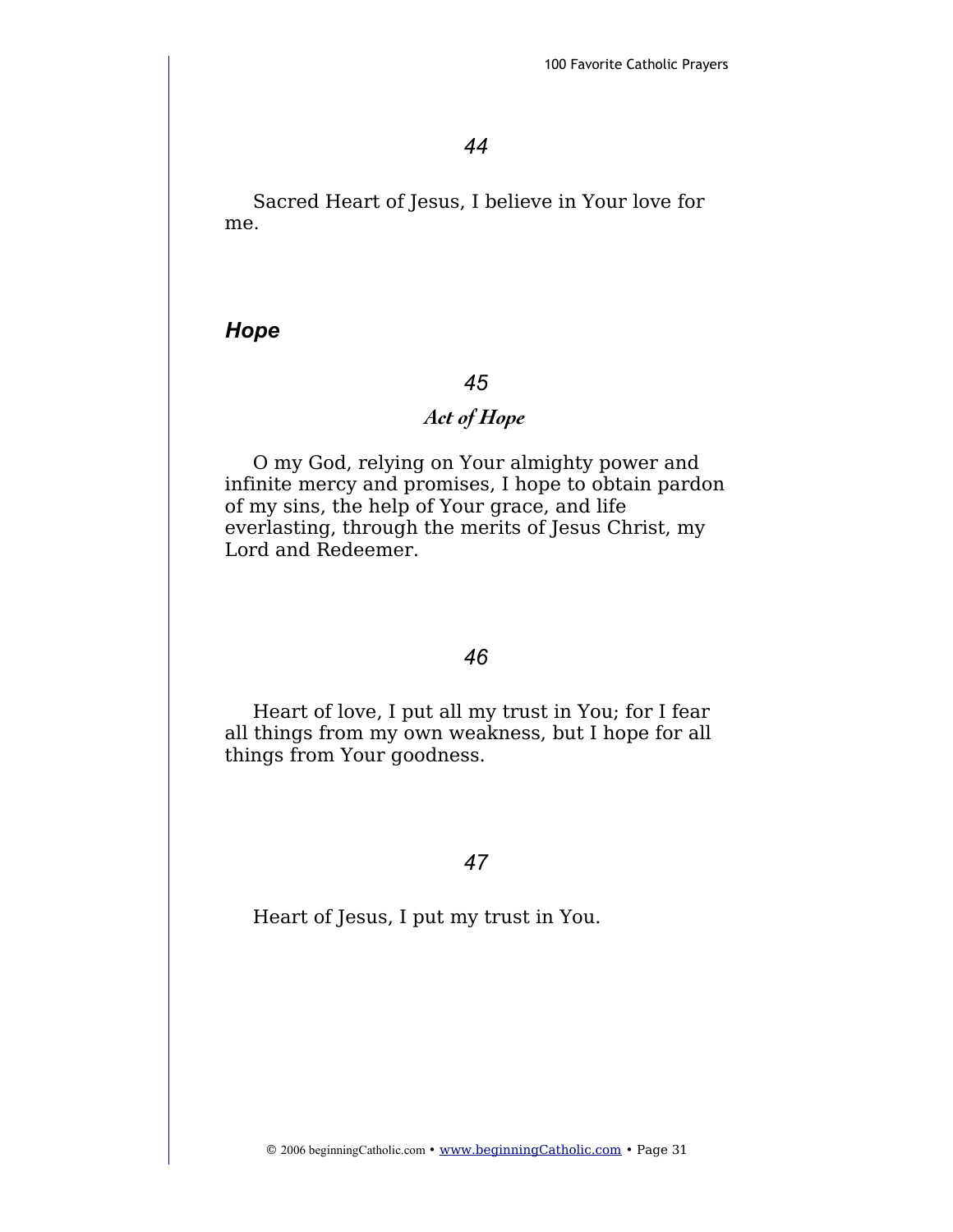*44*

Sacred Heart of Jesus, I believe in Your love for me.

## *Hope*

*45*

### *Act of Hope*

O my God, relying on Your almighty power and infinite mercy and promises, I hope to obtain pardon of my sins, the help of Your grace, and life everlasting, through the merits of Jesus Christ, my Lord and Redeemer.

*46*

Heart of love, I put all my trust in You; for I fear all things from my own weakness, but I hope for all things from Your goodness.

*47*

Heart of Jesus, I put my trust in You.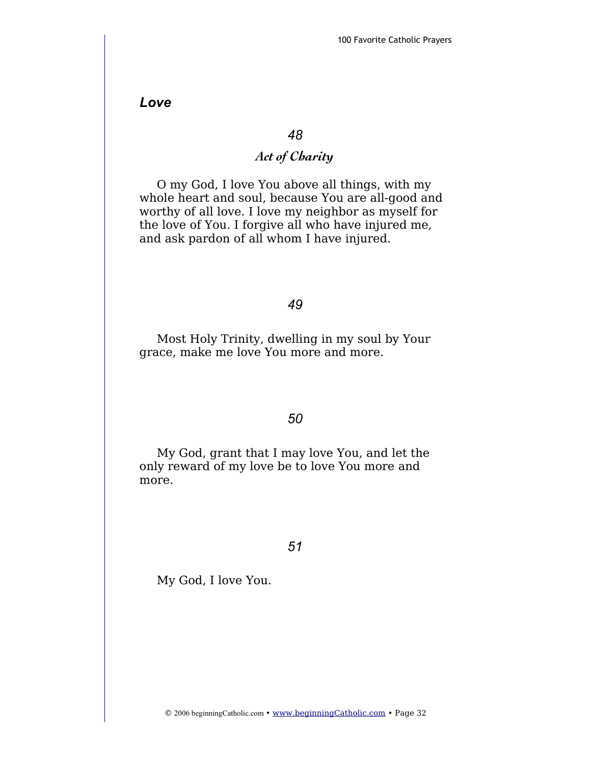## *Love*

### *48*

### *Act of Charity*

O my God, I love You above all things, with my whole heart and soul, because You are all-good and worthy of all love. I love my neighbor as myself for the love of You. I forgive all who have injured me, and ask pardon of all whom I have injured.

### *49*

Most Holy Trinity, dwelling in my soul by Your grace, make me love You more and more.

### *50*

My God, grant that I may love You, and let the only reward of my love be to love You more and more.

### *51*

My God, I love You.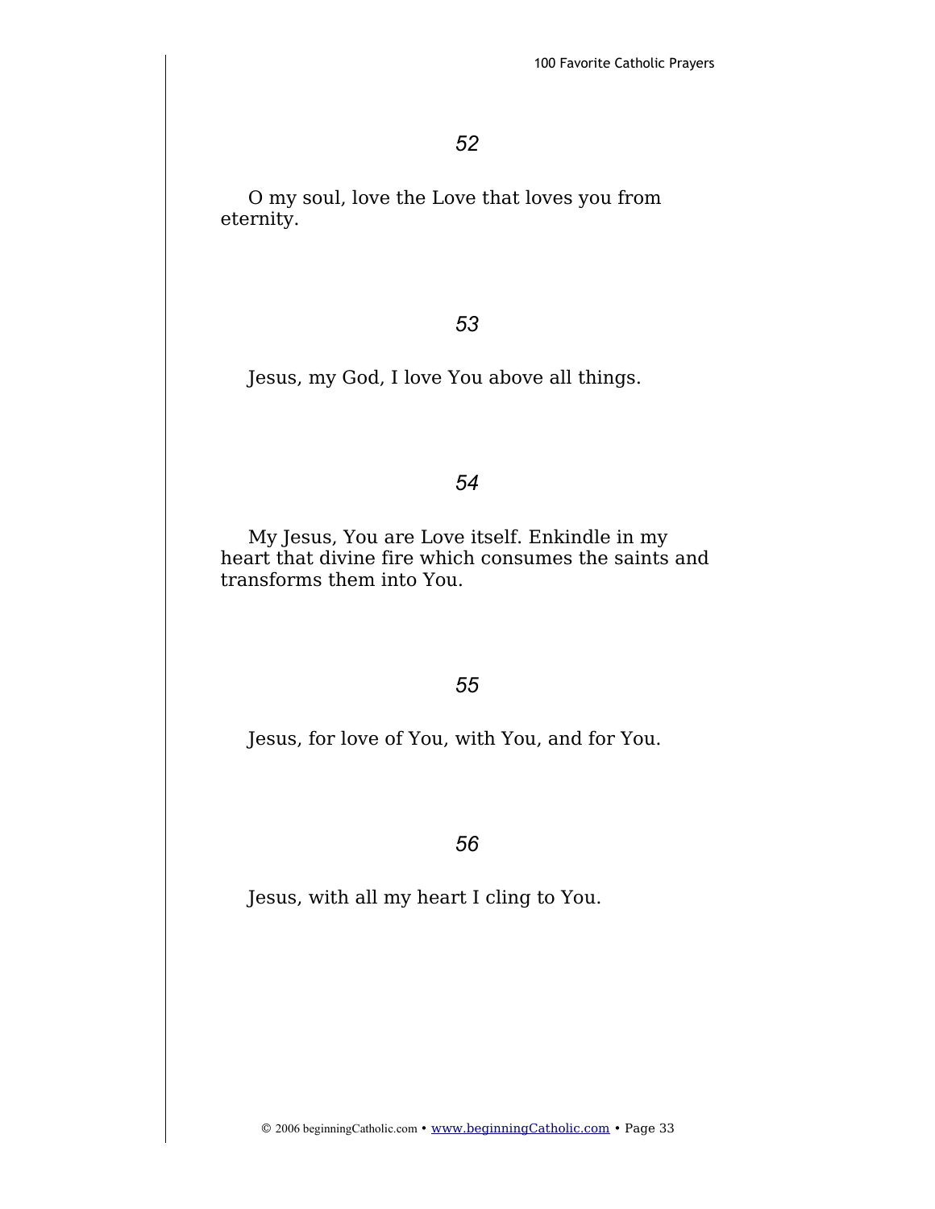*52*

O my soul, love the Love that loves you from eternity.

*53*

Jesus, my God, I love You above all things.

*54*

My Jesus, You are Love itself. Enkindle in my heart that divine fire which consumes the saints and transforms them into You.

*55*

Jesus, for love of You, with You, and for You.

*56*

Jesus, with all my heart I cling to You.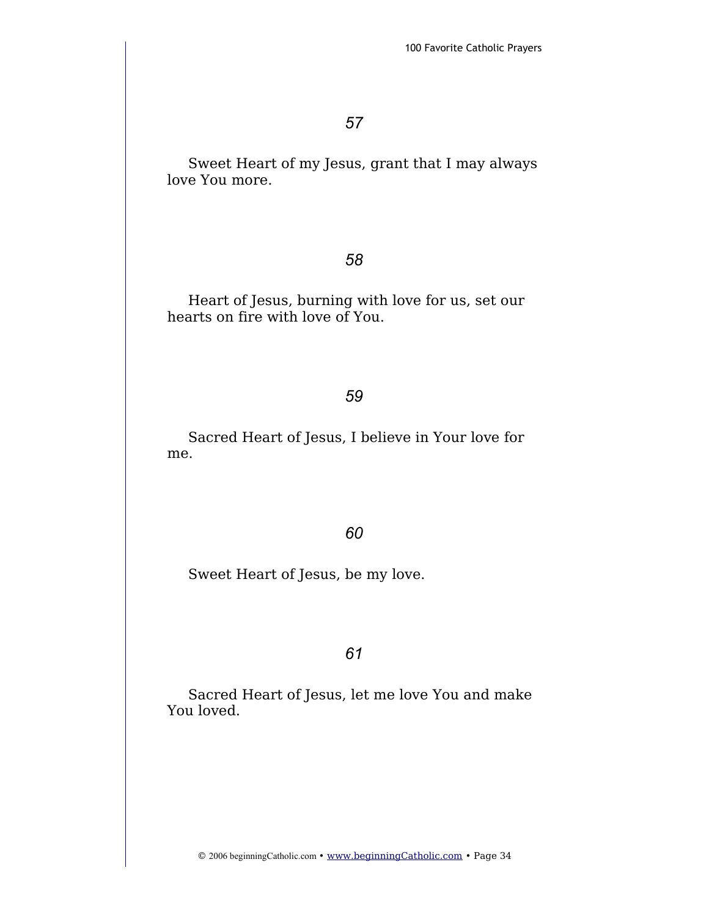*57*

Sweet Heart of my Jesus, grant that I may always love You more.

*58*

Heart of Jesus, burning with love for us, set our hearts on fire with love of You.

*59*

Sacred Heart of Jesus, I believe in Your love for me.

*60*

Sweet Heart of Jesus, be my love.

*61*

Sacred Heart of Jesus, let me love You and make You loved.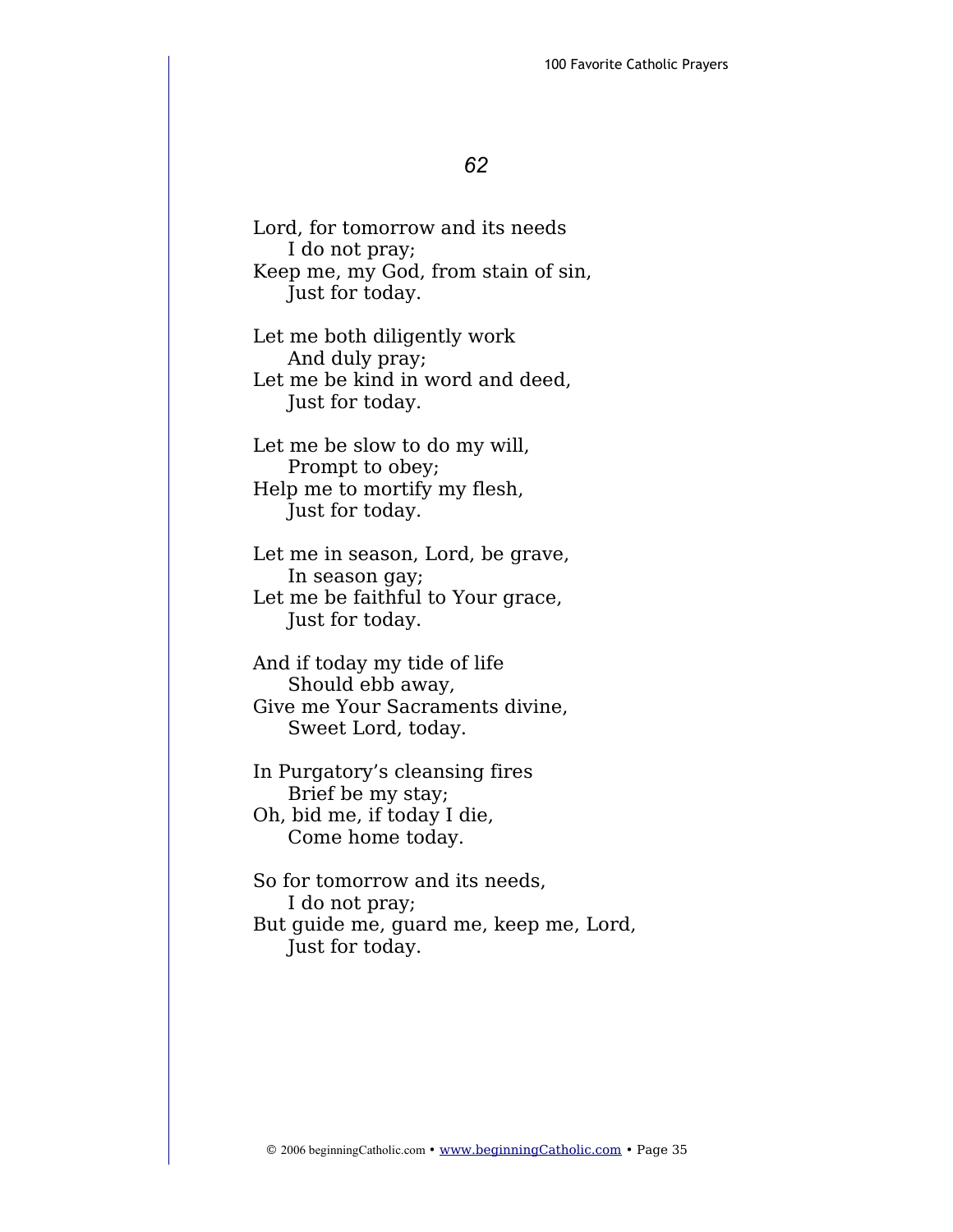## *62*

Lord, for tomorrow and its needs  
    I do not pray;  
Keep me, my God, from stain of sin,  
    Just for today.

Let me both diligently work  
    And duly pray;  
Let me be kind in word and deed,  
    Just for today.

Let me be slow to do my will,  
    Prompt to obey;  
Help me to mortify my flesh,  
    Just for today.

Let me in season, Lord, be grave,  
    In season gay;  
Let me be faithful to Your grace,  
    Just for today.

And if today my tide of life  
    Should ebb away,  
Give me Your Sacraments divine,  
    Sweet Lord, today.

In Purgatory's cleansing fires  
    Brief be my stay;  
Oh, bid me, if today I die,  
    Come home today.

So for tomorrow and its needs,  
    I do not pray;  
But guide me, guard me, keep me, Lord,  
    Just for today.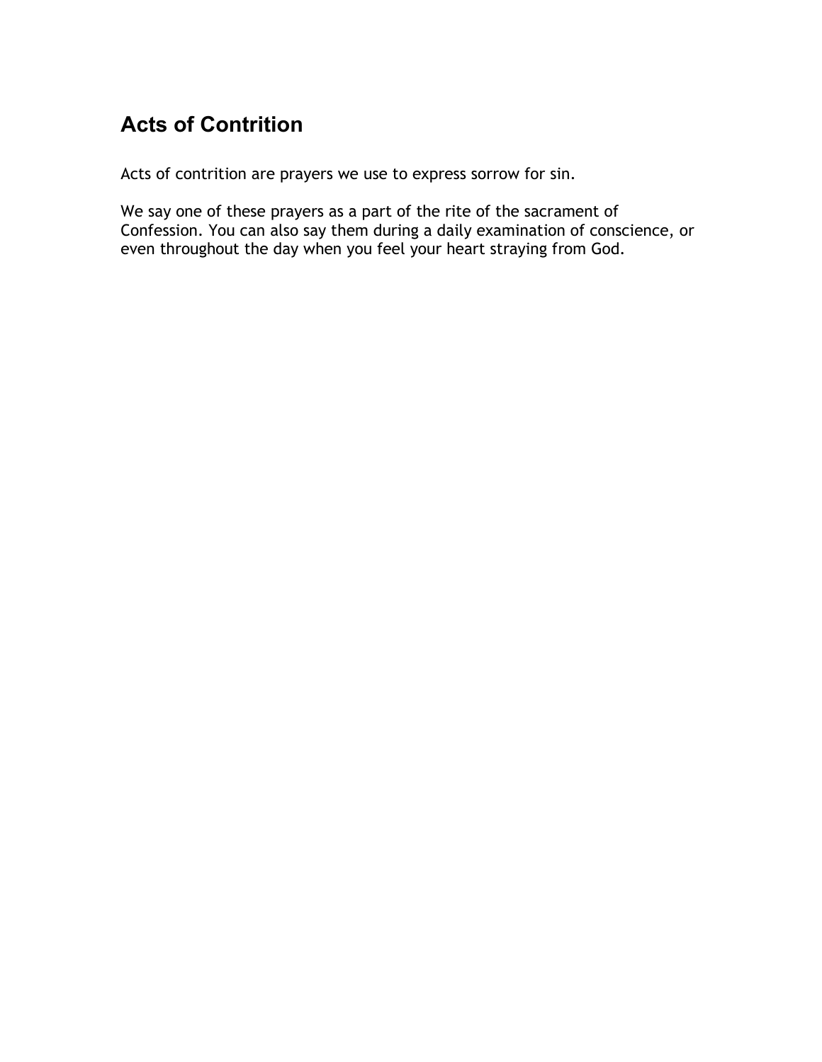## Acts of Contrition

Acts of contrition are prayers we use to express sorrow for sin.

We say one of these prayers as a part of the rite of the sacrament of Confession. You can also say them during a daily examination of conscience, or even throughout the day when you feel your heart straying from God.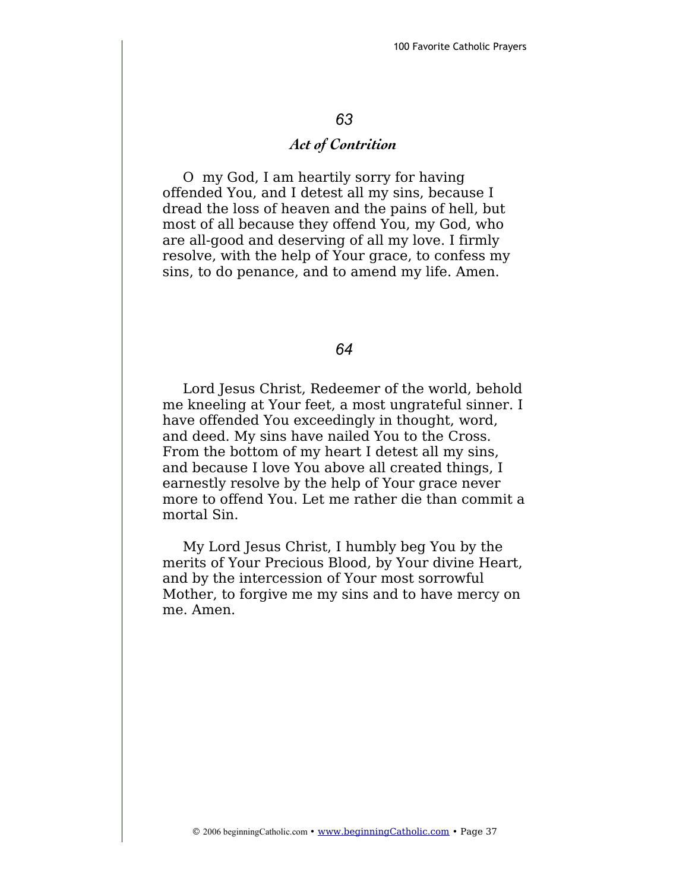## 63

### *Act of Contrition*

O my God, I am heartily sorry for having offended You, and I detest all my sins, because I dread the loss of heaven and the pains of hell, but most of all because they offend You, my God, who are all-good and deserving of all my love. I firmly resolve, with the help of Your grace, to confess my sins, to do penance, and to amend my life. Amen.

## 64

Lord Jesus Christ, Redeemer of the world, behold me kneeling at Your feet, a most ungrateful sinner. I have offended You exceedingly in thought, word, and deed. My sins have nailed You to the Cross. From the bottom of my heart I detest all my sins, and because I love You above all created things, I earnestly resolve by the help of Your grace never more to offend You. Let me rather die than commit a mortal Sin.

My Lord Jesus Christ, I humbly beg You by the merits of Your Precious Blood, by Your divine Heart, and by the intercession of Your most sorrowful Mother, to forgive me my sins and to have mercy on me. Amen.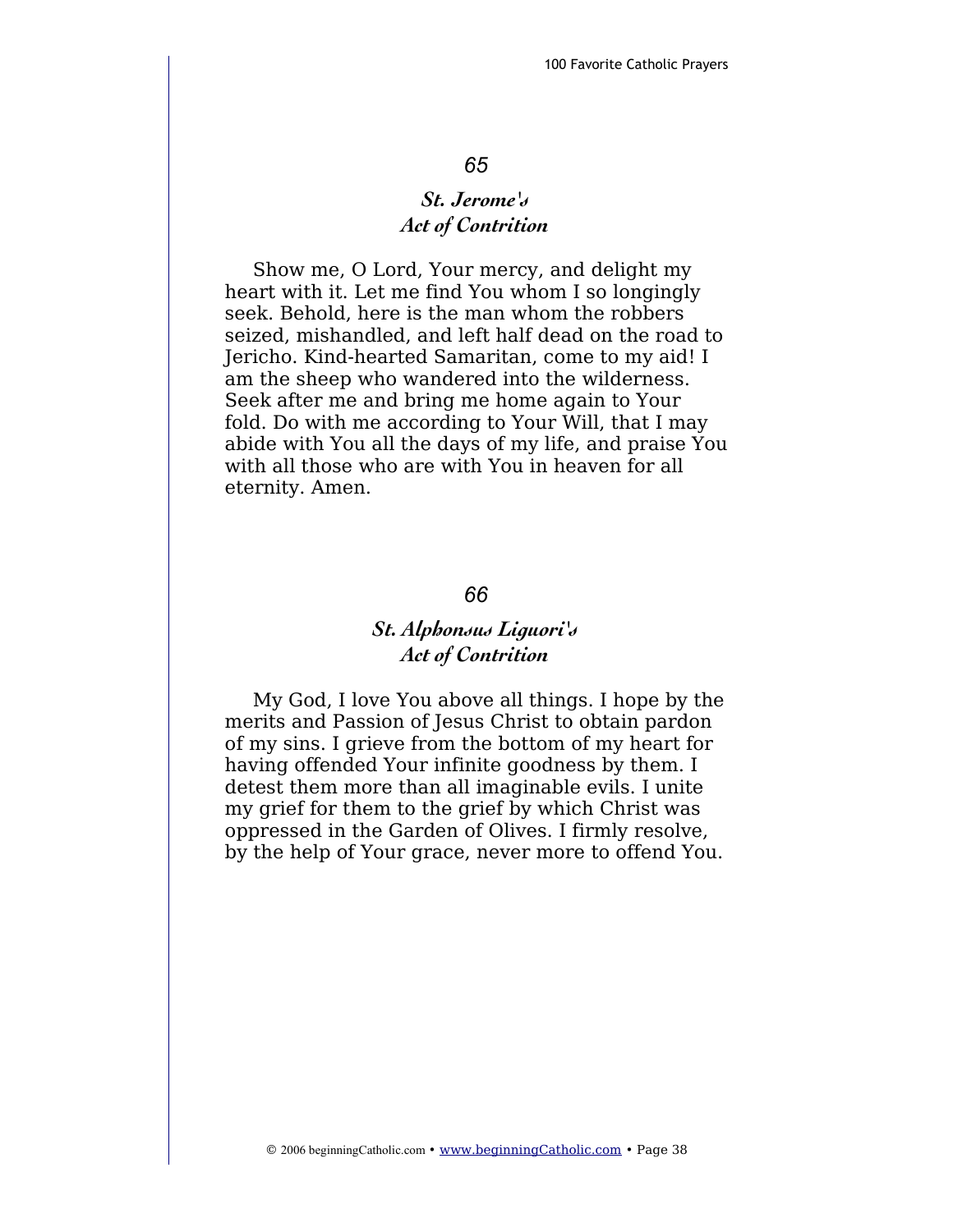## 65

### *St. Jerome's Act of Contrition*

Show me, O Lord, Your mercy, and delight my heart with it. Let me find You whom I so longingly seek. Behold, here is the man whom the robbers seized, mishandled, and left half dead on the road to Jericho. Kind-hearted Samaritan, come to my aid! I am the sheep who wandered into the wilderness. Seek after me and bring me home again to Your fold. Do with me according to Your Will, that I may abide with You all the days of my life, and praise You with all those who are with You in heaven for all eternity. Amen.

## 66

### *St. Alphonsus Liguori's Act of Contrition*

My God, I love You above all things. I hope by the merits and Passion of Jesus Christ to obtain pardon of my sins. I grieve from the bottom of my heart for having offended Your infinite goodness by them. I detest them more than all imaginable evils. I unite my grief for them to the grief by which Christ was oppressed in the Garden of Olives. I firmly resolve, by the help of Your grace, never more to offend You.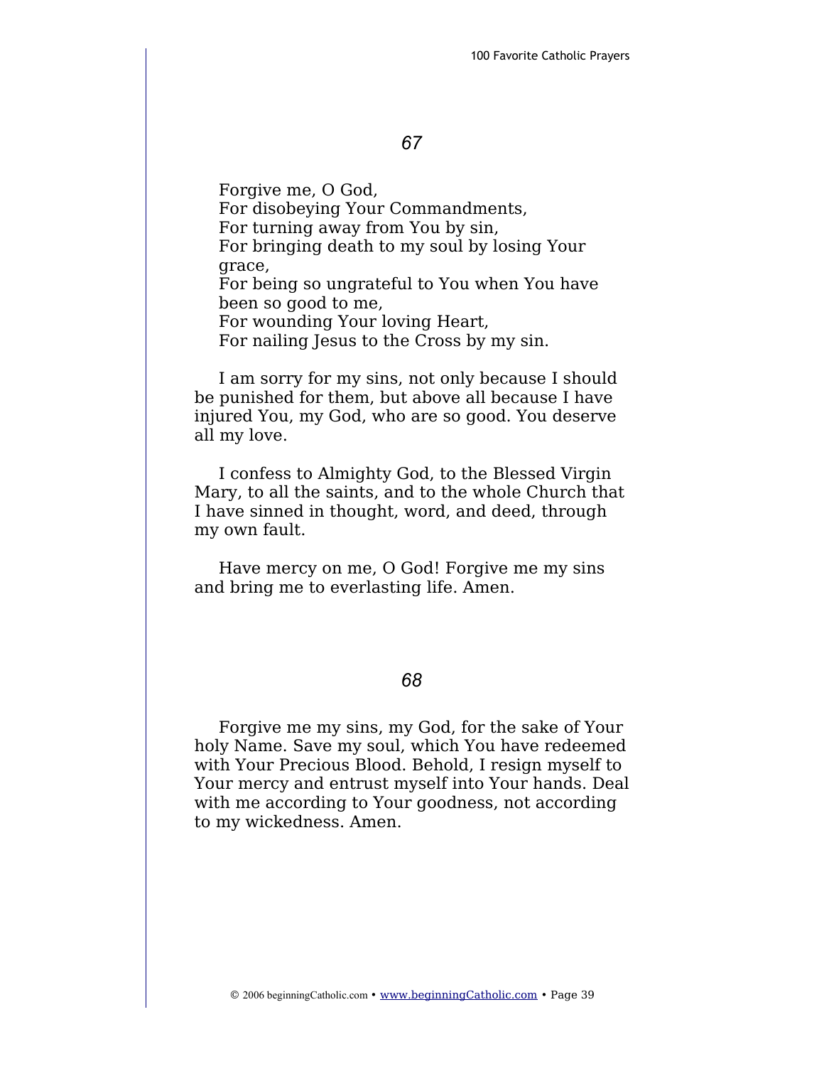### *67*

Forgive me, O God,
For disobeying Your Commandments,
For turning away from You by sin,
For bringing death to my soul by losing Your grace,
For being so ungrateful to You when You have been so good to me,
For wounding Your loving Heart,
For nailing Jesus to the Cross by my sin.

I am sorry for my sins, not only because I should be punished for them, but above all because I have injured You, my God, who are so good. You deserve all my love.

I confess to Almighty God, to the Blessed Virgin Mary, to all the saints, and to the whole Church that I have sinned in thought, word, and deed, through my own fault.

Have mercy on me, O God! Forgive me my sins and bring me to everlasting life. Amen.

### *68*

Forgive me my sins, my God, for the sake of Your holy Name. Save my soul, which You have redeemed with Your Precious Blood. Behold, I resign myself to Your mercy and entrust myself into Your hands. Deal with me according to Your goodness, not according to my wickedness. Amen.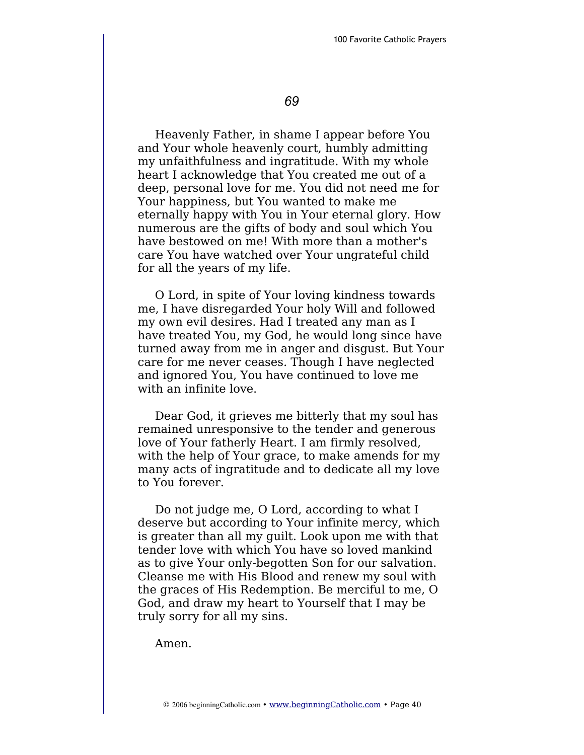## *69*

Heavenly Father, in shame I appear before You and Your whole heavenly court, humbly admitting my unfaithfulness and ingratitude. With my whole heart I acknowledge that You created me out of a deep, personal love for me. You did not need me for Your happiness, but You wanted to make me eternally happy with You in Your eternal glory. How numerous are the gifts of body and soul which You have bestowed on me! With more than a mother's care You have watched over Your ungrateful child for all the years of my life.

O Lord, in spite of Your loving kindness towards me, I have disregarded Your holy Will and followed my own evil desires. Had I treated any man as I have treated You, my God, he would long since have turned away from me in anger and disgust. But Your care for me never ceases. Though I have neglected and ignored You, You have continued to love me with an infinite love.

Dear God, it grieves me bitterly that my soul has remained unresponsive to the tender and generous love of Your fatherly Heart. I am firmly resolved, with the help of Your grace, to make amends for my many acts of ingratitude and to dedicate all my love to You forever.

Do not judge me, O Lord, according to what I deserve but according to Your infinite mercy, which is greater than all my guilt. Look upon me with that tender love with which You have so loved mankind as to give Your only-begotten Son for our salvation. Cleanse me with His Blood and renew my soul with the graces of His Redemption. Be merciful to me, O God, and draw my heart to Yourself that I may be truly sorry for all my sins.

Amen.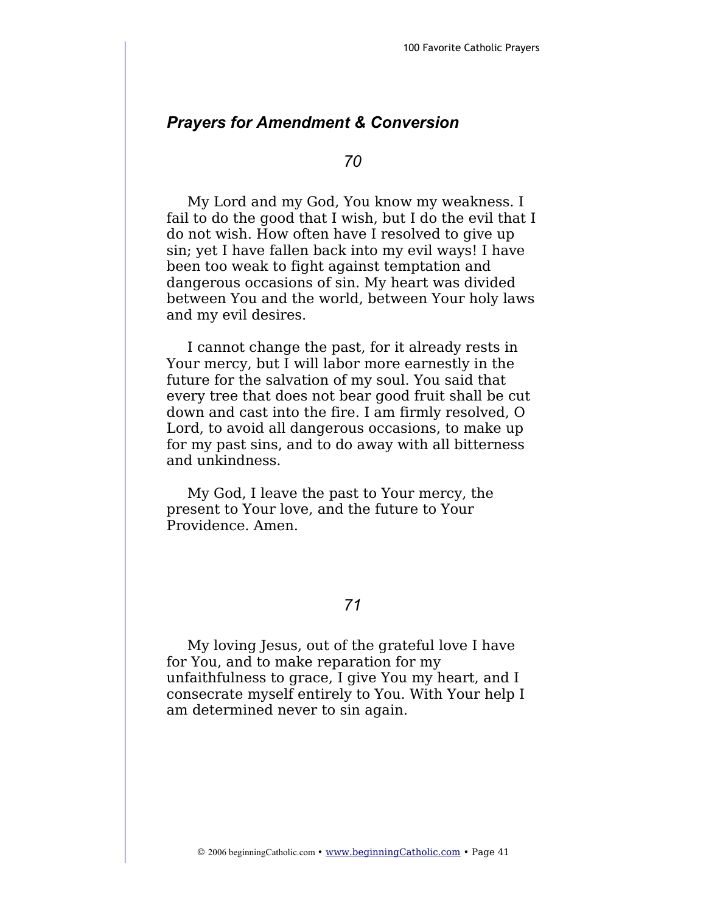### *Prayers for Amendment & Conversion*

*70*

My Lord and my God, You know my weakness. I fail to do the good that I wish, but I do the evil that I do not wish. How often have I resolved to give up sin; yet I have fallen back into my evil ways! I have been too weak to fight against temptation and dangerous occasions of sin. My heart was divided between You and the world, between Your holy laws and my evil desires.

I cannot change the past, for it already rests in Your mercy, but I will labor more earnestly in the future for the salvation of my soul. You said that every tree that does not bear good fruit shall be cut down and cast into the fire. I am firmly resolved, O Lord, to avoid all dangerous occasions, to make up for my past sins, and to do away with all bitterness and unkindness.

My God, I leave the past to Your mercy, the present to Your love, and the future to Your Providence. Amen.

*71*

My loving Jesus, out of the grateful love I have for You, and to make reparation for my unfaithfulness to grace, I give You my heart, and I consecrate myself entirely to You. With Your help I am determined never to sin again.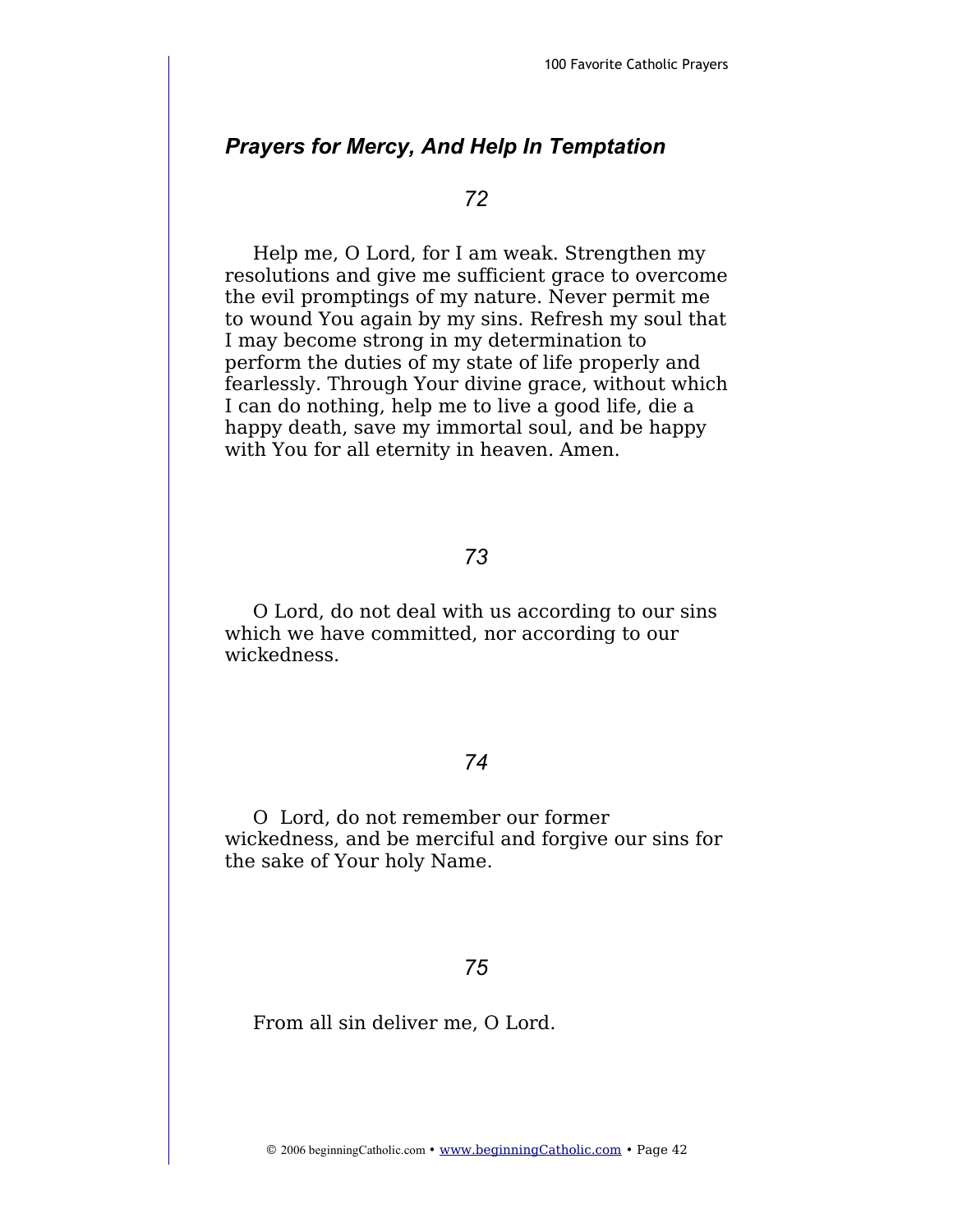## *Prayers for Mercy, And Help In Temptation*

*72*

Help me, O Lord, for I am weak. Strengthen my resolutions and give me sufficient grace to overcome the evil promptings of my nature. Never permit me to wound You again by my sins. Refresh my soul that I may become strong in my determination to perform the duties of my state of life properly and fearlessly. Through Your divine grace, without which I can do nothing, help me to live a good life, die a happy death, save my immortal soul, and be happy with You for all eternity in heaven. Amen.

*73*

O Lord, do not deal with us according to our sins which we have committed, nor according to our wickedness.

*74*

O Lord, do not remember our former wickedness, and be merciful and forgive our sins for the sake of Your holy Name.

*75*

From all sin deliver me, O Lord.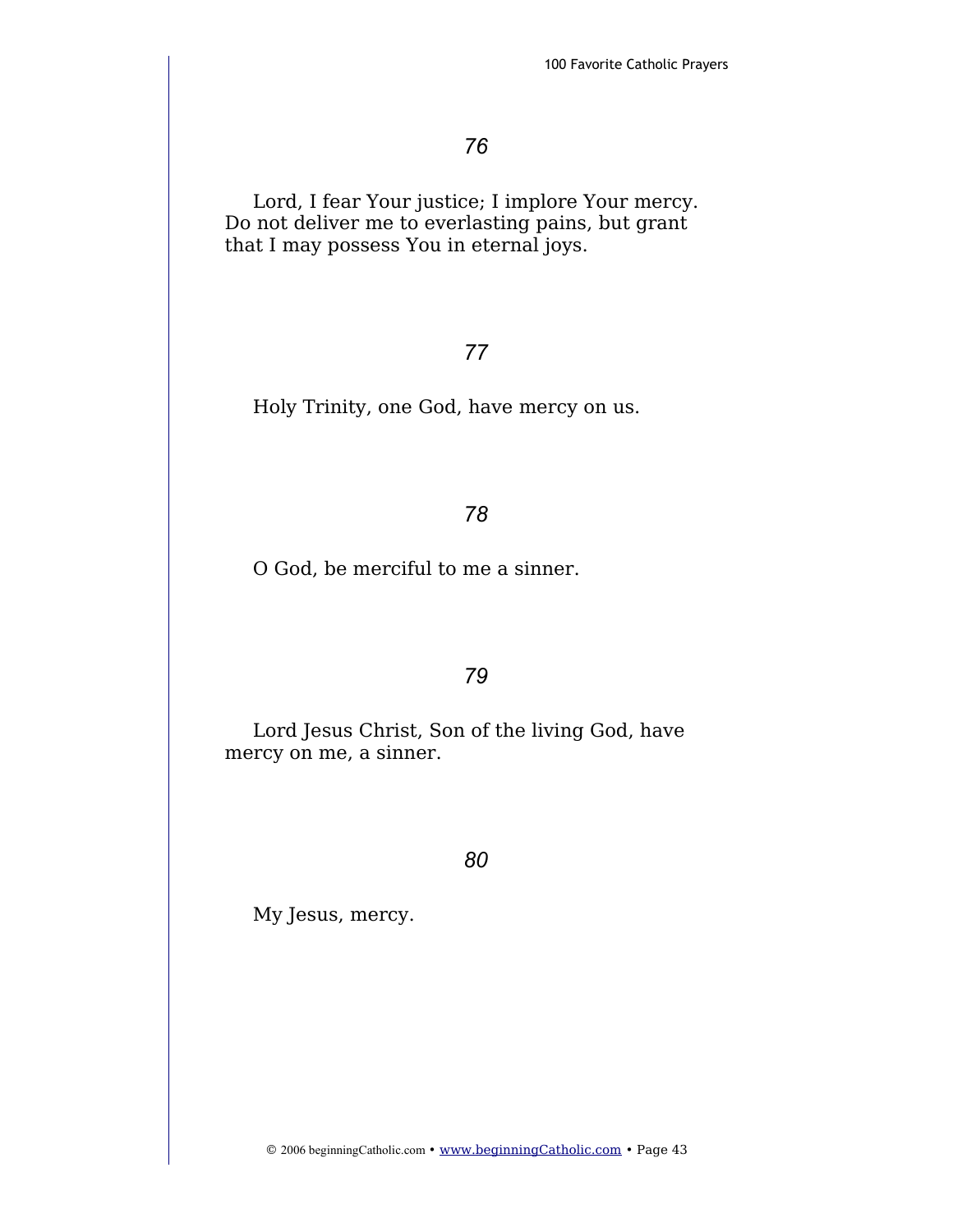*76*

Lord, I fear Your justice; I implore Your mercy. Do not deliver me to everlasting pains, but grant that I may possess You in eternal joys.

*77*

Holy Trinity, one God, have mercy on us.

*78*

O God, be merciful to me a sinner.

*79*

Lord Jesus Christ, Son of the living God, have mercy on me, a sinner.

*80*

My Jesus, mercy.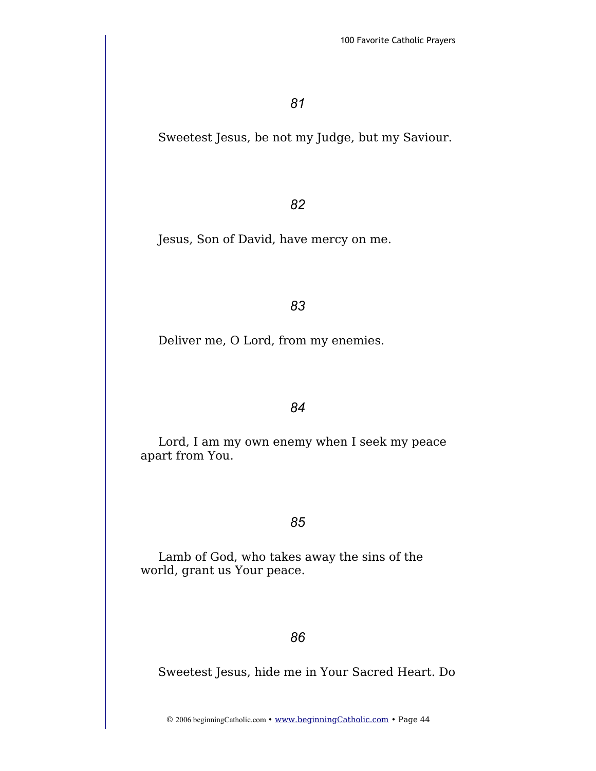*81*

Sweetest Jesus, be not my Judge, but my Saviour.

*82*

Jesus, Son of David, have mercy on me.

*83*

Deliver me, O Lord, from my enemies.

*84*

Lord, I am my own enemy when I seek my peace apart from You.

*85*

Lamb of God, who takes away the sins of the world, grant us Your peace.

*86*

Sweetest Jesus, hide me in Your Sacred Heart. Do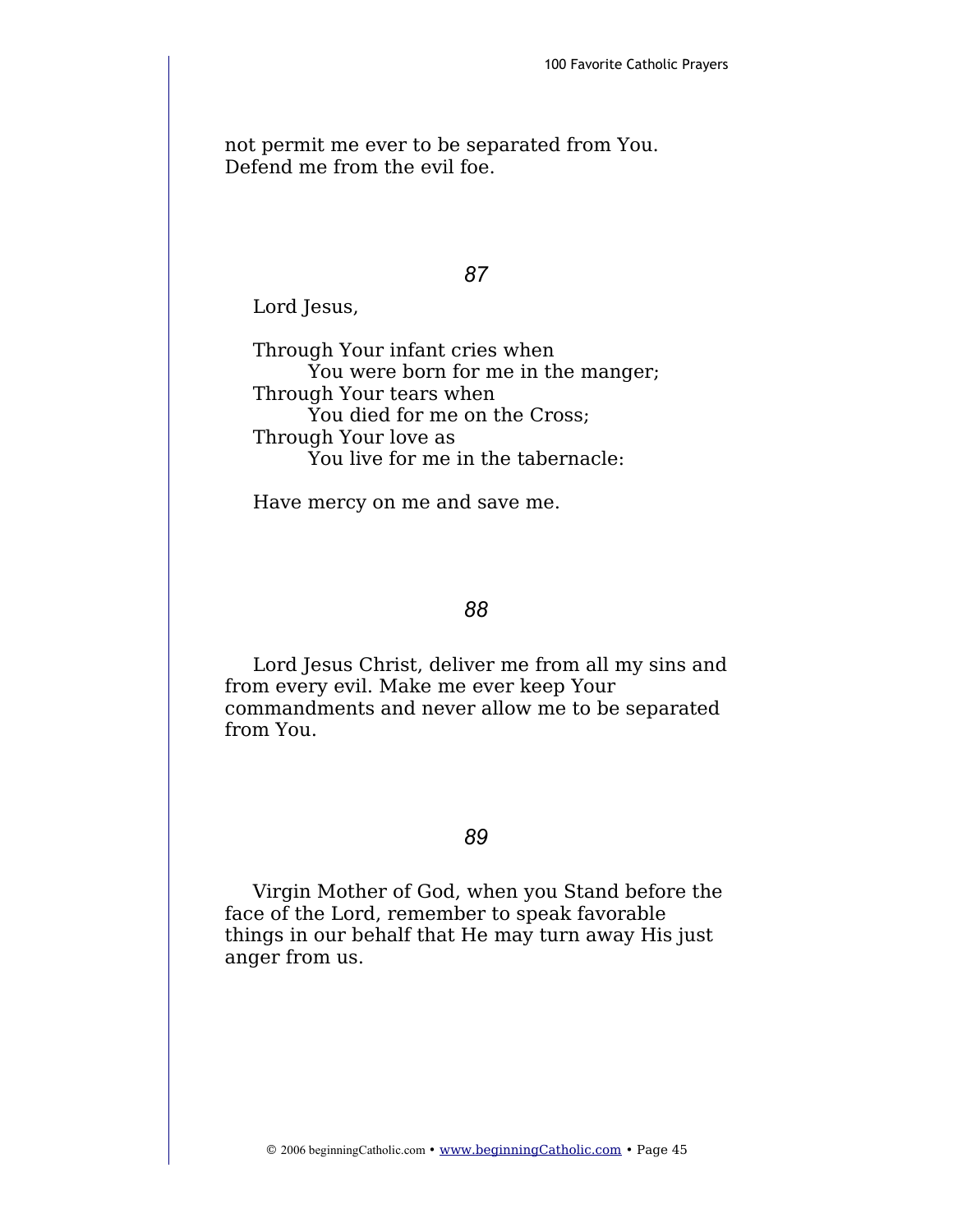not permit me ever to be separated from You. Defend me from the evil foe.

*87*

Lord Jesus,

Through Your infant cries when
  You were born for me in the manger;
Through Your tears when
  You died for me on the Cross;
Through Your love as
  You live for me in the tabernacle:

Have mercy on me and save me.

*88*

Lord Jesus Christ, deliver me from all my sins and from every evil. Make me ever keep Your commandments and never allow me to be separated from You.

*89*

Virgin Mother of God, when you Stand before the face of the Lord, remember to speak favorable things in our behalf that He may turn away His just anger from us.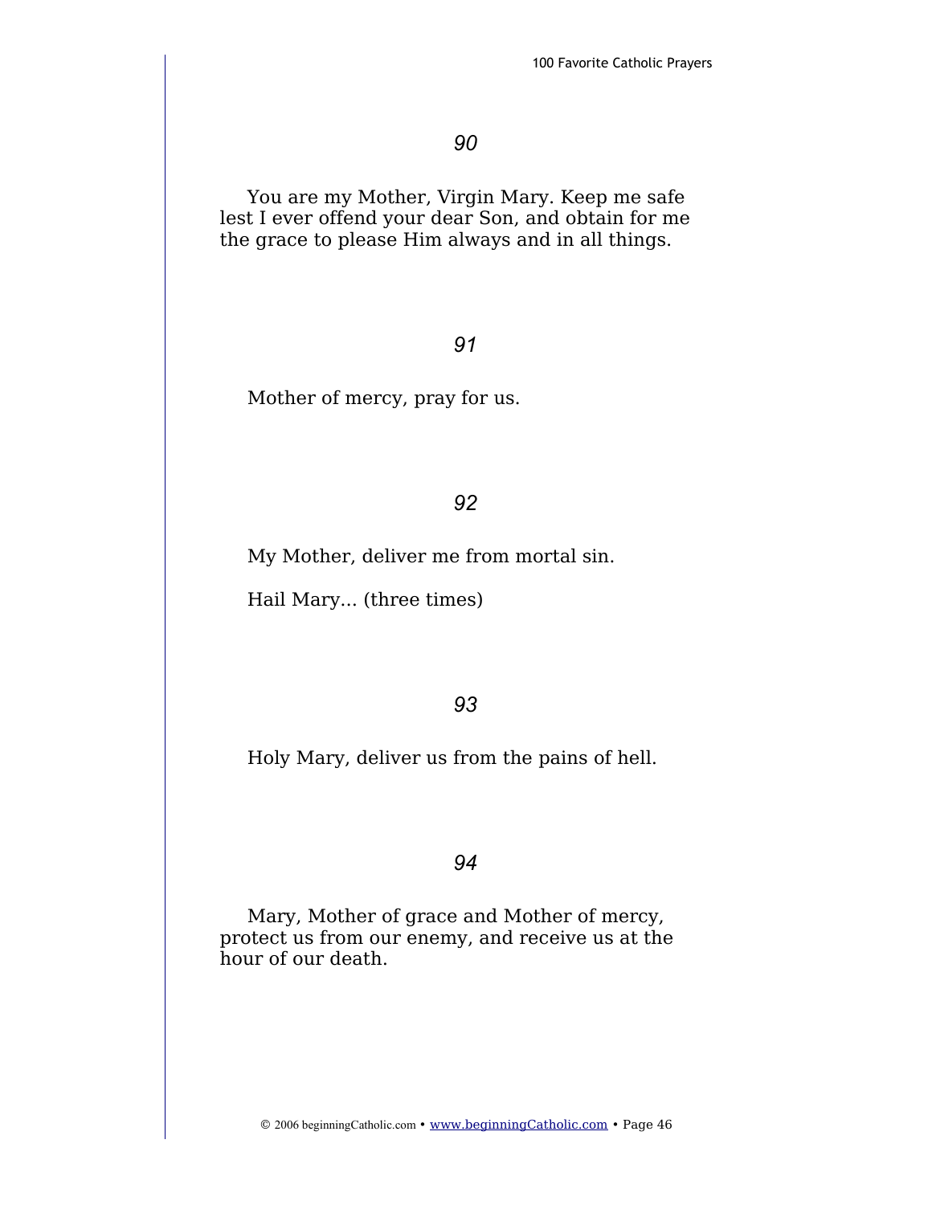*90*

You are my Mother, Virgin Mary. Keep me safe lest I ever offend your dear Son, and obtain for me the grace to please Him always and in all things.

*91*

Mother of mercy, pray for us.

*92*

My Mother, deliver me from mortal sin.

Hail Mary... (three times)

*93*

Holy Mary, deliver us from the pains of hell.

*94*

Mary, Mother of grace and Mother of mercy, protect us from our enemy, and receive us at the hour of our death.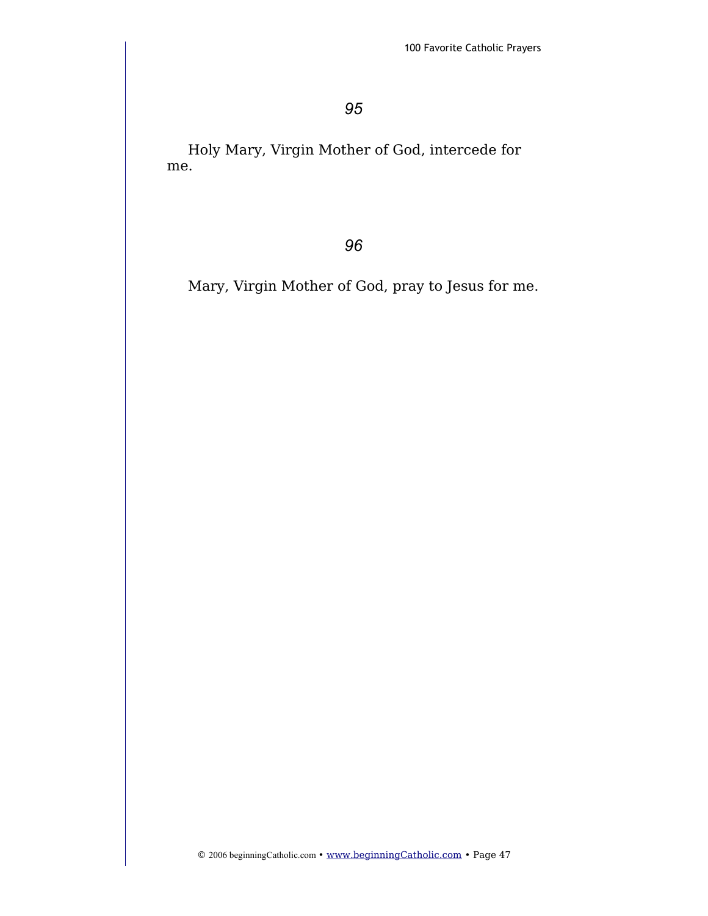*95*

Holy Mary, Virgin Mother of God, intercede for me.

*96*

Mary, Virgin Mother of God, pray to Jesus for me.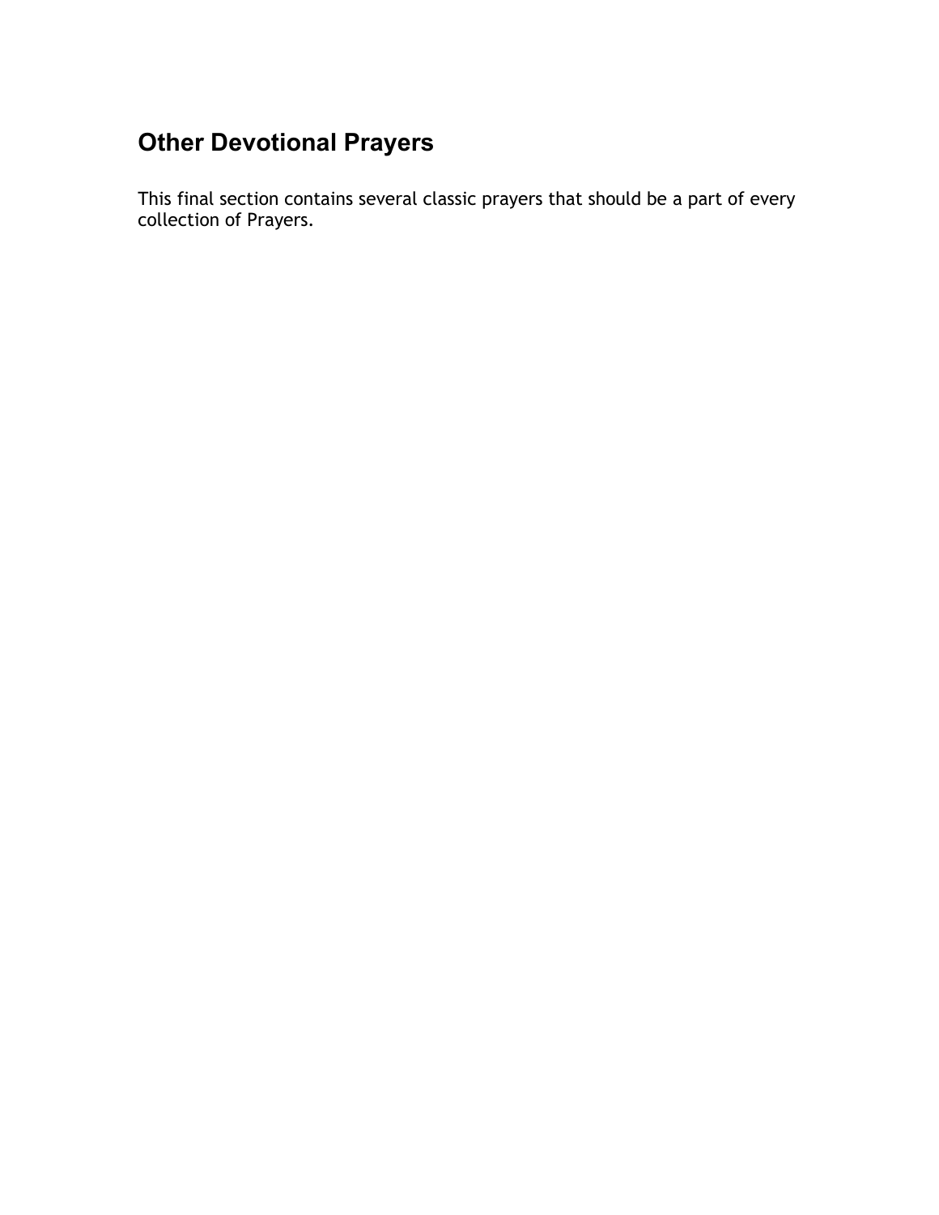## Other Devotional Prayers

This final section contains several classic prayers that should be a part of every collection of Prayers.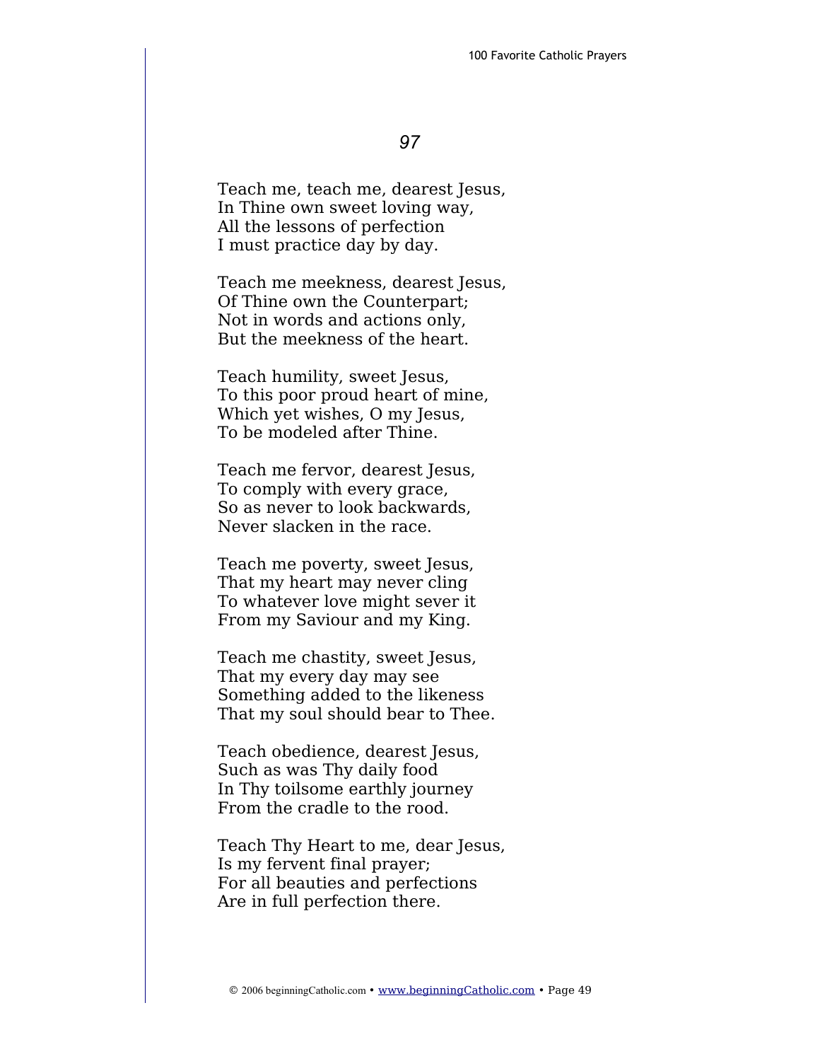*97*

Teach me, teach me, dearest Jesus,  
In Thine own sweet loving way,  
All the lessons of perfection  
I must practice day by day.

Teach me meekness, dearest Jesus,  
Of Thine own the Counterpart;  
Not in words and actions only,  
But the meekness of the heart.

Teach humility, sweet Jesus,  
To this poor proud heart of mine,  
Which yet wishes, O my Jesus,  
To be modeled after Thine.

Teach me fervor, dearest Jesus,  
To comply with every grace,  
So as never to look backwards,  
Never slacken in the race.

Teach me poverty, sweet Jesus,  
That my heart may never cling  
To whatever love might sever it  
From my Saviour and my King.

Teach me chastity, sweet Jesus,  
That my every day may see  
Something added to the likeness  
That my soul should bear to Thee.

Teach obedience, dearest Jesus,  
Such as was Thy daily food  
In Thy toilsome earthly journey  
From the cradle to the rood.

Teach Thy Heart to me, dear Jesus,  
Is my fervent final prayer;  
For all beauties and perfections  
Are in full perfection there.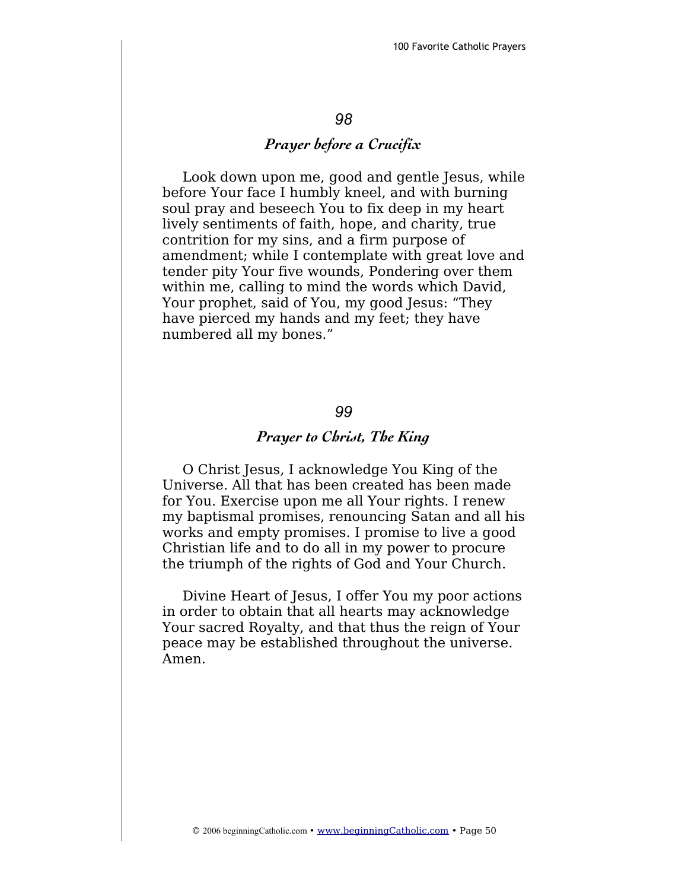*98*

### *Prayer before a Crucifix*

Look down upon me, good and gentle Jesus, while before Your face I humbly kneel, and with burning soul pray and beseech You to fix deep in my heart lively sentiments of faith, hope, and charity, true contrition for my sins, and a firm purpose of amendment; while I contemplate with great love and tender pity Your five wounds, Pondering over them within me, calling to mind the words which David, Your prophet, said of You, my good Jesus: “They have pierced my hands and my feet; they have numbered all my bones.”

*99*

### *Prayer to Christ, The King*

O Christ Jesus, I acknowledge You King of the Universe. All that has been created has been made for You. Exercise upon me all Your rights. I renew my baptismal promises, renouncing Satan and all his works and empty promises. I promise to live a good Christian life and to do all in my power to procure the triumph of the rights of God and Your Church.

Divine Heart of Jesus, I offer You my poor actions in order to obtain that all hearts may acknowledge Your sacred Royalty, and that thus the reign of Your peace may be established throughout the universe. Amen.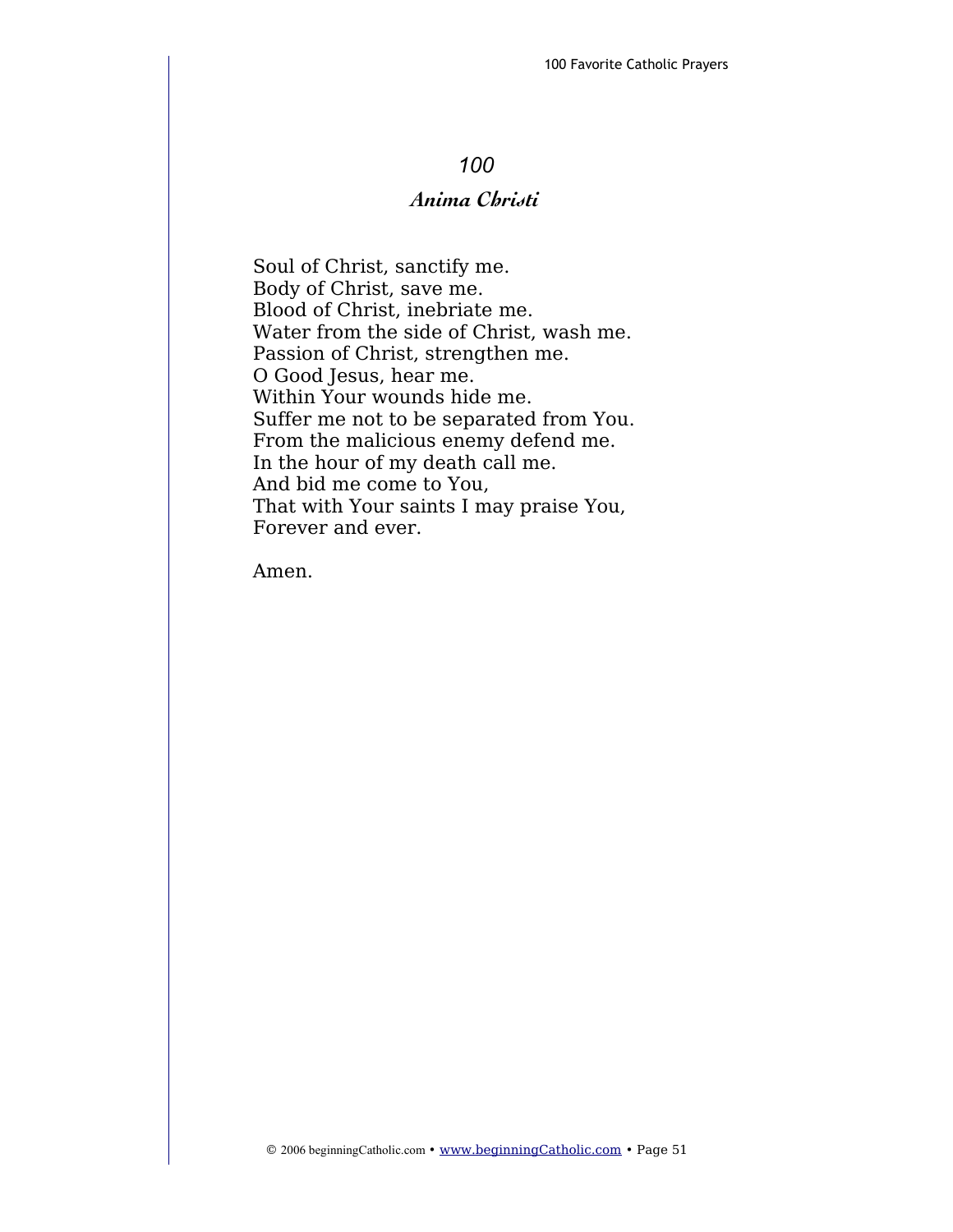## *100*

### *Anima Christi*

Soul of Christ, sanctify me.  
Body of Christ, save me.  
Blood of Christ, inebriate me.  
Water from the side of Christ, wash me.  
Passion of Christ, strengthen me.  
O Good Jesus, hear me.  
Within Your wounds hide me.  
Suffer me not to be separated from You.  
From the malicious enemy defend me.  
In the hour of my death call me.  
And bid me come to You,  
That with Your saints I may praise You,  
Forever and ever.

Amen.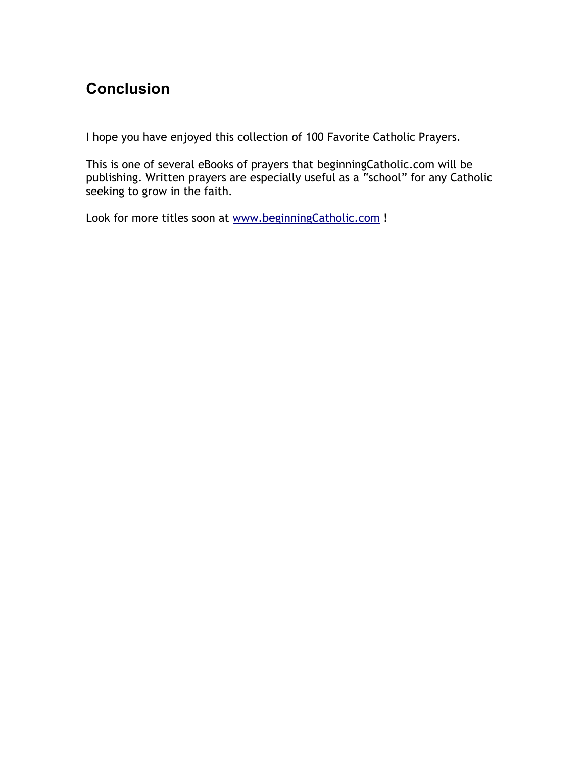## Conclusion

I hope you have enjoyed this collection of 100 Favorite Catholic Prayers.

This is one of several eBooks of prayers that beginningCatholic.com will be publishing. Written prayers are especially useful as a "school" for any Catholic seeking to grow in the faith.

Look for more titles soon at [www.beginningCatholic.com](http://www.beginningCatholic.com) !